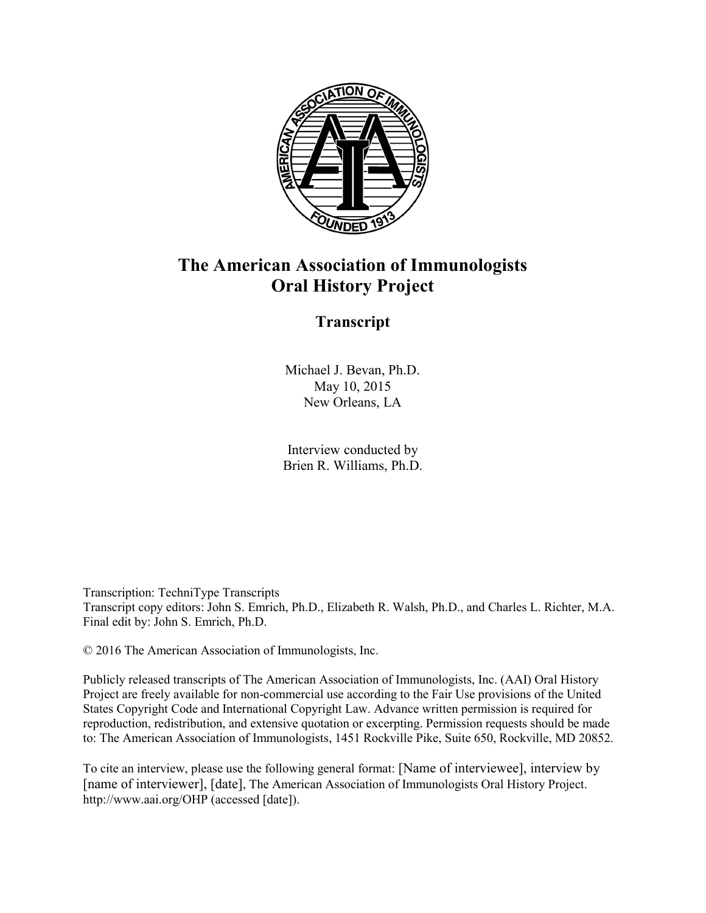# The American Association of Immunologists Oral History Project

## Transcript

Michael J. Bevan, Ph.D.
May 10, 2015
New Orleans, LA

Interview conducted by
Brien R. Williams, Ph.D.

Transcription: TechniType Transcripts
Transcript copy editors: John S. Emrich, Ph.D., Elizabeth R. Walsh, Ph.D., and Charles L. Richter, M.A.
Final edit by: John S. Emrich, Ph.D.

© 2016 The American Association of Immunologists, Inc.

Publicly released transcripts of The American Association of Immunologists, Inc. (AAI) Oral History Project are freely available for non-commercial use according to the Fair Use provisions of the United States Copyright Code and International Copyright Law. Advance written permission is required for reproduction, redistribution, and extensive quotation or excerpting. Permission requests should be made to: The American Association of Immunologists, 1451 Rockville Pike, Suite 650, Rockville, MD 20852.

To cite an interview, please use the following general format: [Name of interviewee], interview by [name of interviewer], [date], The American Association of Immunologists Oral History Project. http://www.aai.org/OHP (accessed [date]).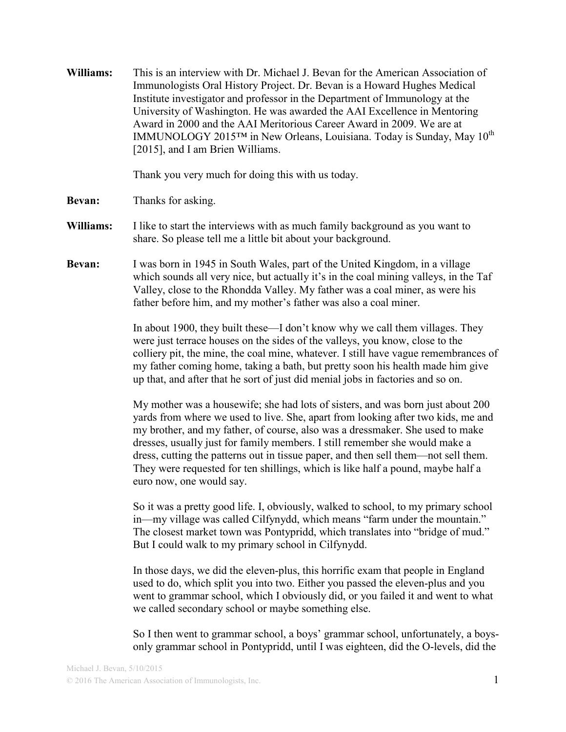**Williams:** This is an interview with Dr. Michael J. Bevan for the American Association of Immunologists Oral History Project. Dr. Bevan is a Howard Hughes Medical Institute investigator and professor in the Department of Immunology at the University of Washington. He was awarded the AAI Excellence in Mentoring Award in 2000 and the AAI Meritorious Career Award in 2009. We are at IMMUNOLOGY 2015™ in New Orleans, Louisiana. Today is Sunday, May 10th [2015], and I am Brien Williams.

Thank you very much for doing this with us today.

**Bevan:** Thanks for asking.

**Williams:** I like to start the interviews with as much family background as you want to share. So please tell me a little bit about your background.

**Bevan:** I was born in 1945 in South Wales, part of the United Kingdom, in a village which sounds all very nice, but actually it's in the coal mining valleys, in the Taf Valley, close to the Rhondda Valley. My father was a coal miner, as were his father before him, and my mother's father was also a coal miner.

In about 1900, they built these—I don't know why we call them villages. They were just terrace houses on the sides of the valleys, you know, close to the colliery pit, the mine, the coal mine, whatever. I still have vague remembrances of my father coming home, taking a bath, but pretty soon his health made him give up that, and after that he sort of just did menial jobs in factories and so on.

My mother was a housewife; she had lots of sisters, and was born just about 200 yards from where we used to live. She, apart from looking after two kids, me and my brother, and my father, of course, also was a dressmaker. She used to make dresses, usually just for family members. I still remember she would make a dress, cutting the patterns out in tissue paper, and then sell them—not sell them. They were requested for ten shillings, which is like half a pound, maybe half a euro now, one would say.

So it was a pretty good life. I, obviously, walked to school, to my primary school in—my village was called Cilfynydd, which means "farm under the mountain." The closest market town was Pontypridd, which translates into "bridge of mud." But I could walk to my primary school in Cilfynydd.

In those days, we did the eleven-plus, this horrific exam that people in England used to do, which split you into two. Either you passed the eleven-plus and you went to grammar school, which I obviously did, or you failed it and went to what we called secondary school or maybe something else.

So I then went to grammar school, a boys' grammar school, unfortunately, a boys-only grammar school in Pontypridd, until I was eighteen, did the O-levels, did the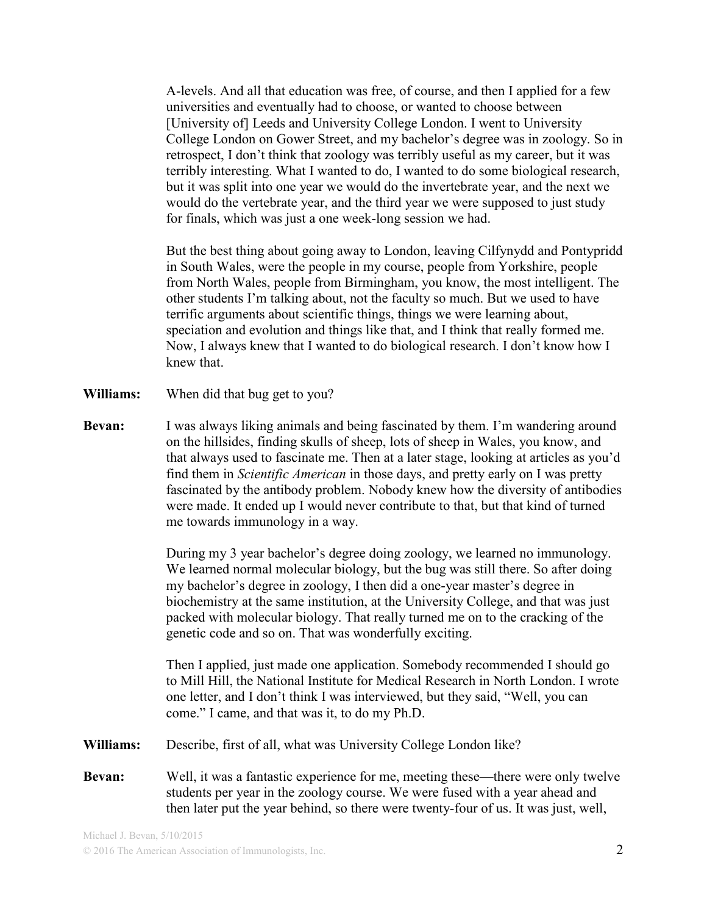A-levels. And all that education was free, of course, and then I applied for a few universities and eventually had to choose, or wanted to choose between [University of] Leeds and University College London. I went to University College London on Gower Street, and my bachelor's degree was in zoology. So in retrospect, I don't think that zoology was terribly useful as my career, but it was terribly interesting. What I wanted to do, I wanted to do some biological research, but it was split into one year we would do the invertebrate year, and the next we would do the vertebrate year, and the third year we were supposed to just study for finals, which was just a one week-long session we had.

But the best thing about going away to London, leaving Cilfynydd and Pontypridd in South Wales, were the people in my course, people from Yorkshire, people from North Wales, people from Birmingham, you know, the most intelligent. The other students I'm talking about, not the faculty so much. But we used to have terrific arguments about scientific things, things we were learning about, speciation and evolution and things like that, and I think that really formed me. Now, I always knew that I wanted to do biological research. I don't know how I knew that.

**Williams:** When did that bug get to you?

**Bevan:** I was always liking animals and being fascinated by them. I'm wandering around on the hillsides, finding skulls of sheep, lots of sheep in Wales, you know, and that always used to fascinate me. Then at a later stage, looking at articles as you'd find them in *Scientific American* in those days, and pretty early on I was pretty fascinated by the antibody problem. Nobody knew how the diversity of antibodies were made. It ended up I would never contribute to that, but that kind of turned me towards immunology in a way.

During my 3 year bachelor's degree doing zoology, we learned no immunology. We learned normal molecular biology, but the bug was still there. So after doing my bachelor's degree in zoology, I then did a one-year master's degree in biochemistry at the same institution, at the University College, and that was just packed with molecular biology. That really turned me on to the cracking of the genetic code and so on. That was wonderfully exciting.

Then I applied, just made one application. Somebody recommended I should go to Mill Hill, the National Institute for Medical Research in North London. I wrote one letter, and I don't think I was interviewed, but they said, "Well, you can come." I came, and that was it, to do my Ph.D.

**Williams:** Describe, first of all, what was University College London like?

**Bevan:** Well, it was a fantastic experience for me, meeting these—there were only twelve students per year in the zoology course. We were fused with a year ahead and then later put the year behind, so there were twenty-four of us. It was just, well,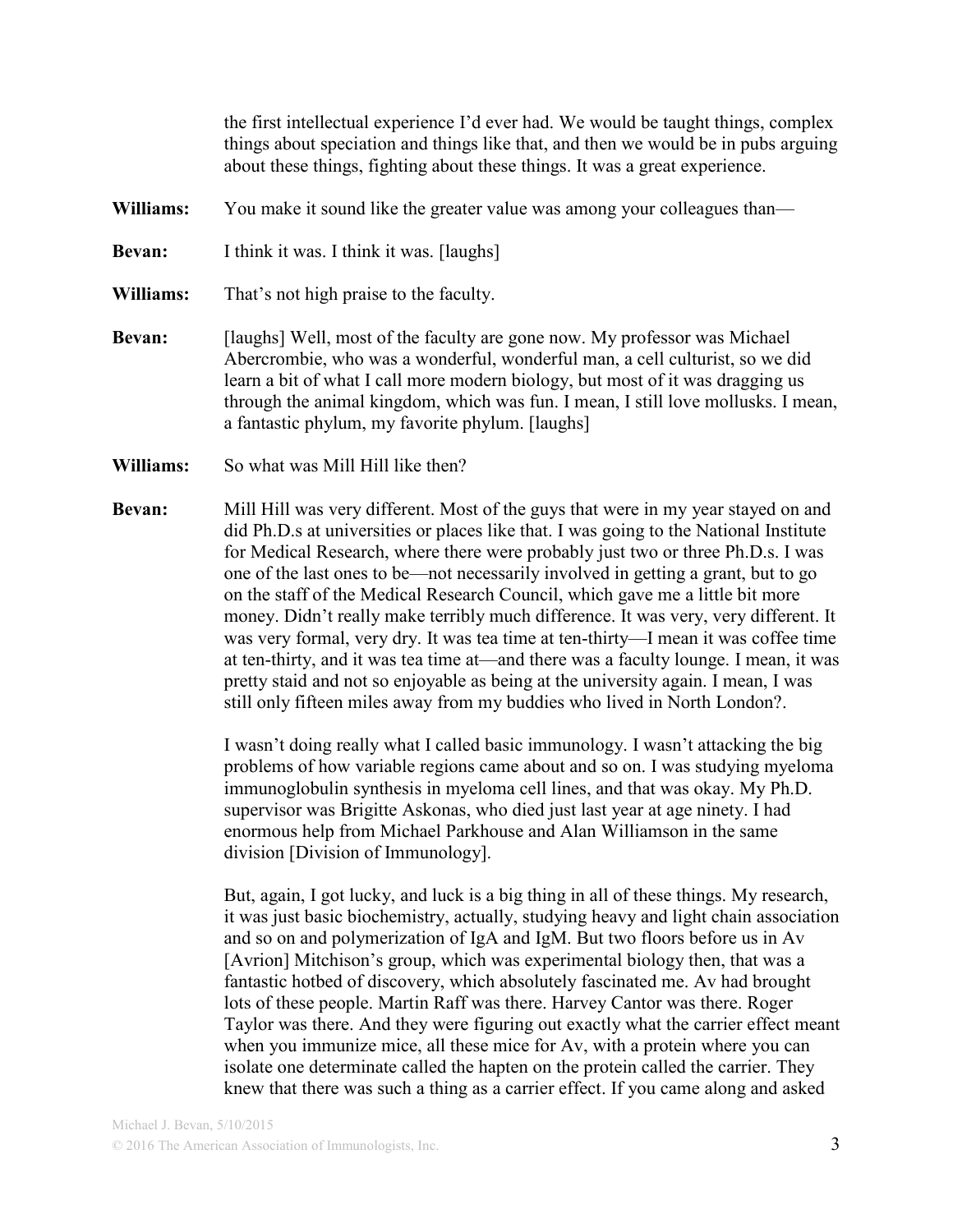the first intellectual experience I'd ever had. We would be taught things, complex things about speciation and things like that, and then we would be in pubs arguing about these things, fighting about these things. It was a great experience.

**Williams:** You make it sound like the greater value was among your colleagues than—

**Bevan:** I think it was. I think it was. [laughs]

**Williams:** That's not high praise to the faculty.

**Bevan:** [laughs] Well, most of the faculty are gone now. My professor was Michael Abercrombie, who was a wonderful, wonderful man, a cell culturist, so we did learn a bit of what I call more modern biology, but most of it was dragging us through the animal kingdom, which was fun. I mean, I still love mollusks. I mean, a fantastic phylum, my favorite phylum. [laughs]

**Williams:** So what was Mill Hill like then?

**Bevan:** Mill Hill was very different. Most of the guys that were in my year stayed on and did Ph.D.s at universities or places like that. I was going to the National Institute for Medical Research, where there were probably just two or three Ph.D.s. I was one of the last ones to be—not necessarily involved in getting a grant, but to go on the staff of the Medical Research Council, which gave me a little bit more money. Didn't really make terribly much difference. It was very, very different. It was very formal, very dry. It was tea time at ten-thirty—I mean it was coffee time at ten-thirty, and it was tea time at—and there was a faculty lounge. I mean, it was pretty staid and not so enjoyable as being at the university again. I mean, I was still only fifteen miles away from my buddies who lived in North London?.

I wasn't doing really what I called basic immunology. I wasn't attacking the big problems of how variable regions came about and so on. I was studying myeloma immunoglobulin synthesis in myeloma cell lines, and that was okay. My Ph.D. supervisor was Brigitte Askonas, who died just last year at age ninety. I had enormous help from Michael Parkhouse and Alan Williamson in the same division [Division of Immunology].

But, again, I got lucky, and luck is a big thing in all of these things. My research, it was just basic biochemistry, actually, studying heavy and light chain association and so on and polymerization of IgA and IgM. But two floors before us in Av [Avrion] Mitchison's group, which was experimental biology then, that was a fantastic hotbed of discovery, which absolutely fascinated me. Av had brought lots of these people. Martin Raff was there. Harvey Cantor was there. Roger Taylor was there. And they were figuring out exactly what the carrier effect meant when you immunize mice, all these mice for Av, with a protein where you can isolate one determinate called the hapten on the protein called the carrier. They knew that there was such a thing as a carrier effect. If you came along and asked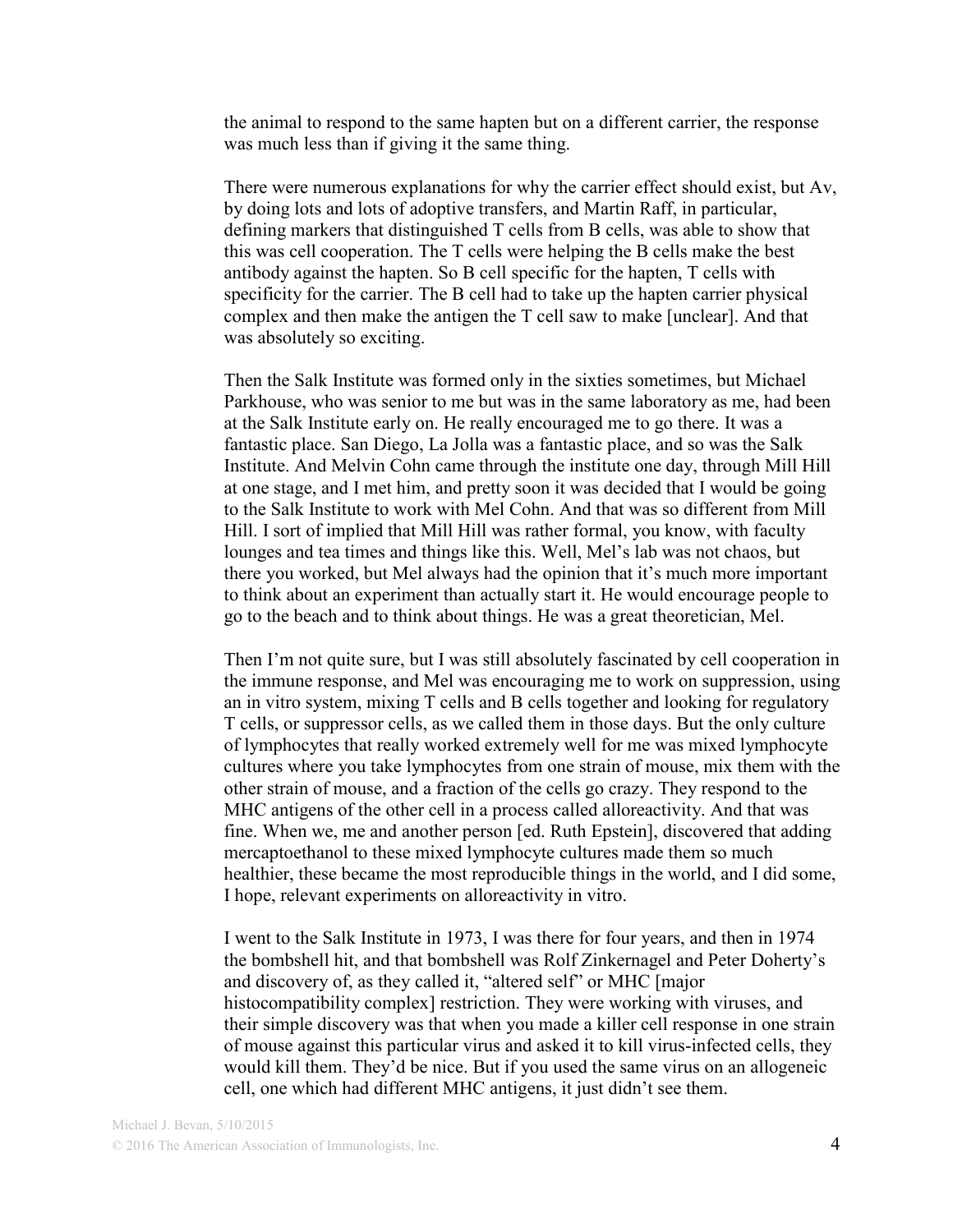the animal to respond to the same hapten but on a different carrier, the response was much less than if giving it the same thing.

There were numerous explanations for why the carrier effect should exist, but Av, by doing lots and lots of adoptive transfers, and Martin Raff, in particular, defining markers that distinguished T cells from B cells, was able to show that this was cell cooperation. The T cells were helping the B cells make the best antibody against the hapten. So B cell specific for the hapten, T cells with specificity for the carrier. The B cell had to take up the hapten carrier physical complex and then make the antigen the T cell saw to make [unclear]. And that was absolutely so exciting.

Then the Salk Institute was formed only in the sixties sometimes, but Michael Parkhouse, who was senior to me but was in the same laboratory as me, had been at the Salk Institute early on. He really encouraged me to go there. It was a fantastic place. San Diego, La Jolla was a fantastic place, and so was the Salk Institute. And Melvin Cohn came through the institute one day, through Mill Hill at one stage, and I met him, and pretty soon it was decided that I would be going to the Salk Institute to work with Mel Cohn. And that was so different from Mill Hill. I sort of implied that Mill Hill was rather formal, you know, with faculty lounges and tea times and things like this. Well, Mel's lab was not chaos, but there you worked, but Mel always had the opinion that it's much more important to think about an experiment than actually start it. He would encourage people to go to the beach and to think about things. He was a great theoretician, Mel.

Then I'm not quite sure, but I was still absolutely fascinated by cell cooperation in the immune response, and Mel was encouraging me to work on suppression, using an in vitro system, mixing T cells and B cells together and looking for regulatory T cells, or suppressor cells, as we called them in those days. But the only culture of lymphocytes that really worked extremely well for me was mixed lymphocyte cultures where you take lymphocytes from one strain of mouse, mix them with the other strain of mouse, and a fraction of the cells go crazy. They respond to the MHC antigens of the other cell in a process called alloreactivity. And that was fine. When we, me and another person [ed. Ruth Epstein], discovered that adding mercaptoethanol to these mixed lymphocyte cultures made them so much healthier, these became the most reproducible things in the world, and I did some, I hope, relevant experiments on alloreactivity in vitro.

I went to the Salk Institute in 1973, I was there for four years, and then in 1974 the bombshell hit, and that bombshell was Rolf Zinkernagel and Peter Doherty's and discovery of, as they called it, "altered self" or MHC [major histocompatibility complex] restriction. They were working with viruses, and their simple discovery was that when you made a killer cell response in one strain of mouse against this particular virus and asked it to kill virus-infected cells, they would kill them. They'd be nice. But if you used the same virus on an allogeneic cell, one which had different MHC antigens, it just didn't see them.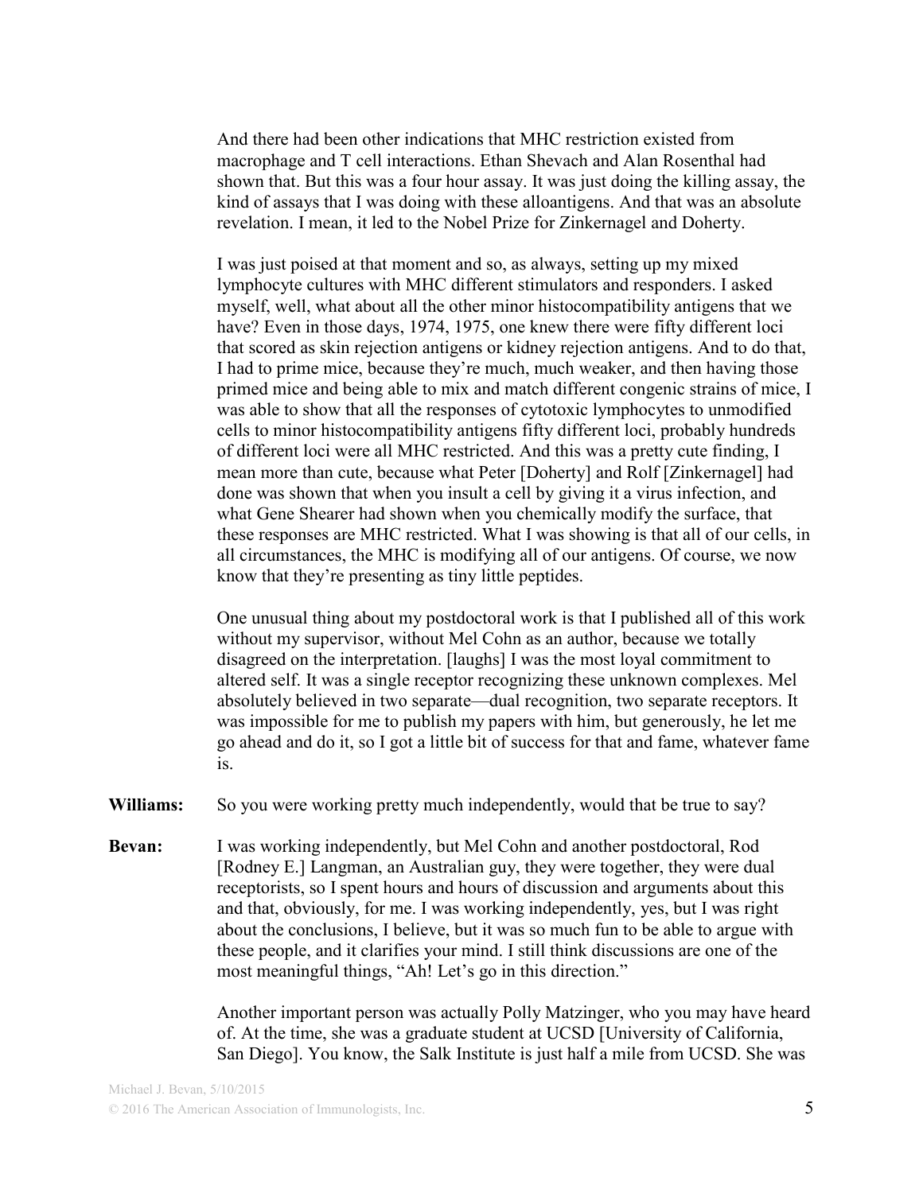And there had been other indications that MHC restriction existed from macrophage and T cell interactions. Ethan Shevach and Alan Rosenthal had shown that. But this was a four hour assay. It was just doing the killing assay, the kind of assays that I was doing with these alloantigens. And that was an absolute revelation. I mean, it led to the Nobel Prize for Zinkernagel and Doherty.

I was just poised at that moment and so, as always, setting up my mixed lymphocyte cultures with MHC different stimulators and responders. I asked myself, well, what about all the other minor histocompatibility antigens that we have? Even in those days, 1974, 1975, one knew there were fifty different loci that scored as skin rejection antigens or kidney rejection antigens. And to do that, I had to prime mice, because they're much, much weaker, and then having those primed mice and being able to mix and match different congenic strains of mice, I was able to show that all the responses of cytotoxic lymphocytes to unmodified cells to minor histocompatibility antigens fifty different loci, probably hundreds of different loci were all MHC restricted. And this was a pretty cute finding, I mean more than cute, because what Peter [Doherty] and Rolf [Zinkernagel] had done was shown that when you insult a cell by giving it a virus infection, and what Gene Shearer had shown when you chemically modify the surface, that these responses are MHC restricted. What I was showing is that all of our cells, in all circumstances, the MHC is modifying all of our antigens. Of course, we now know that they're presenting as tiny little peptides.

One unusual thing about my postdoctoral work is that I published all of this work without my supervisor, without Mel Cohn as an author, because we totally disagreed on the interpretation. [laughs] I was the most loyal commitment to altered self. It was a single receptor recognizing these unknown complexes. Mel absolutely believed in two separate—dual recognition, two separate receptors. It was impossible for me to publish my papers with him, but generously, he let me go ahead and do it, so I got a little bit of success for that and fame, whatever fame is.

**Williams:** So you were working pretty much independently, would that be true to say?

**Bevan:** I was working independently, but Mel Cohn and another postdoctoral, Rod [Rodney E.] Langman, an Australian guy, they were together, they were dual receptorists, so I spent hours and hours of discussion and arguments about this and that, obviously, for me. I was working independently, yes, but I was right about the conclusions, I believe, but it was so much fun to be able to argue with these people, and it clarifies your mind. I still think discussions are one of the most meaningful things, "Ah! Let's go in this direction."

Another important person was actually Polly Matzinger, who you may have heard of. At the time, she was a graduate student at UCSD [University of California, San Diego]. You know, the Salk Institute is just half a mile from UCSD. She was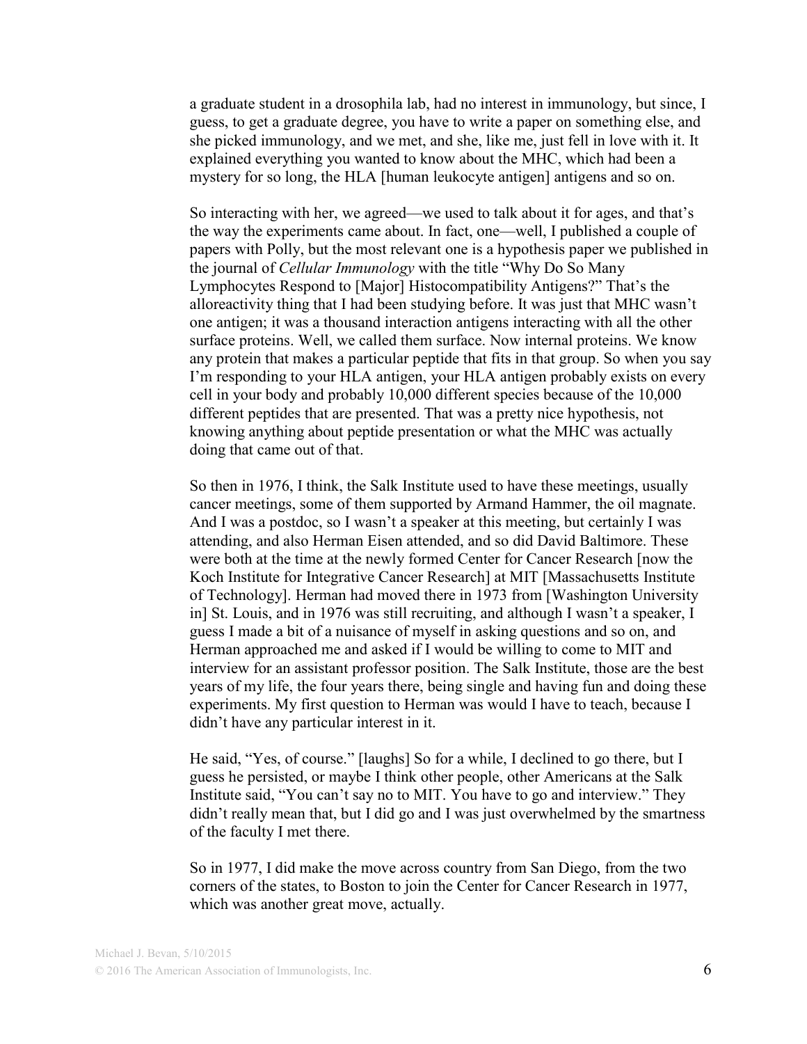a graduate student in a drosophila lab, had no interest in immunology, but since, I guess, to get a graduate degree, you have to write a paper on something else, and she picked immunology, and we met, and she, like me, just fell in love with it. It explained everything you wanted to know about the MHC, which had been a mystery for so long, the HLA [human leukocyte antigen] antigens and so on.

So interacting with her, we agreed—we used to talk about it for ages, and that's the way the experiments came about. In fact, one—well, I published a couple of papers with Polly, but the most relevant one is a hypothesis paper we published in the journal of *Cellular Immunology* with the title "Why Do So Many Lymphocytes Respond to [Major] Histocompatibility Antigens?" That's the alloreactivity thing that I had been studying before. It was just that MHC wasn't one antigen; it was a thousand interaction antigens interacting with all the other surface proteins. Well, we called them surface. Now internal proteins. We know any protein that makes a particular peptide that fits in that group. So when you say I'm responding to your HLA antigen, your HLA antigen probably exists on every cell in your body and probably 10,000 different species because of the 10,000 different peptides that are presented. That was a pretty nice hypothesis, not knowing anything about peptide presentation or what the MHC was actually doing that came out of that.

So then in 1976, I think, the Salk Institute used to have these meetings, usually cancer meetings, some of them supported by Armand Hammer, the oil magnate. And I was a postdoc, so I wasn't a speaker at this meeting, but certainly I was attending, and also Herman Eisen attended, and so did David Baltimore. These were both at the time at the newly formed Center for Cancer Research [now the Koch Institute for Integrative Cancer Research] at MIT [Massachusetts Institute of Technology]. Herman had moved there in 1973 from [Washington University in] St. Louis, and in 1976 was still recruiting, and although I wasn't a speaker, I guess I made a bit of a nuisance of myself in asking questions and so on, and Herman approached me and asked if I would be willing to come to MIT and interview for an assistant professor position. The Salk Institute, those are the best years of my life, the four years there, being single and having fun and doing these experiments. My first question to Herman was would I have to teach, because I didn't have any particular interest in it.

He said, "Yes, of course." [laughs] So for a while, I declined to go there, but I guess he persisted, or maybe I think other people, other Americans at the Salk Institute said, "You can't say no to MIT. You have to go and interview." They didn't really mean that, but I did go and I was just overwhelmed by the smartness of the faculty I met there.

So in 1977, I did make the move across country from San Diego, from the two corners of the states, to Boston to join the Center for Cancer Research in 1977, which was another great move, actually.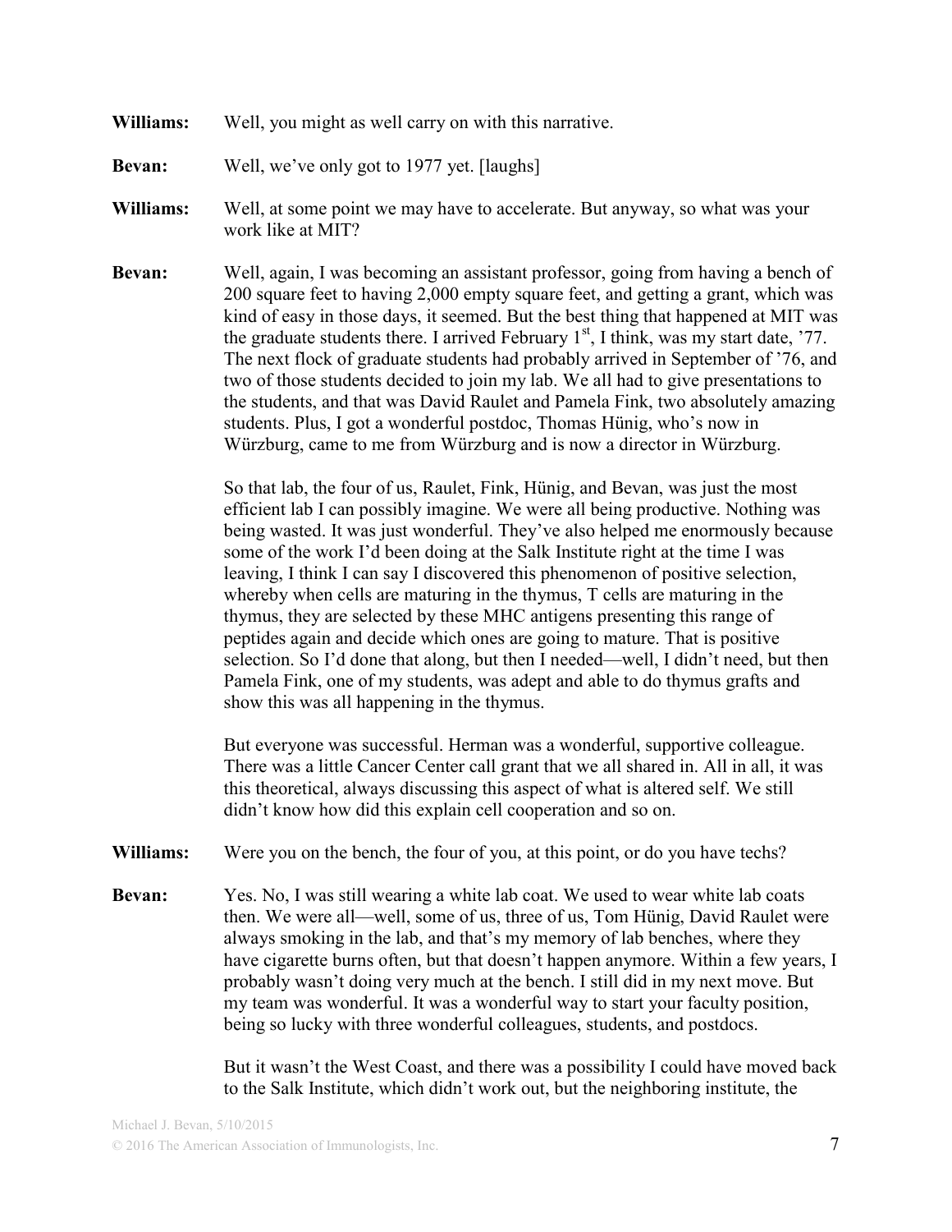**Williams:** Well, you might as well carry on with this narrative.

**Bevan:** Well, we've only got to 1977 yet. [laughs]

**Williams:** Well, at some point we may have to accelerate. But anyway, so what was your work like at MIT?

**Bevan:** Well, again, I was becoming an assistant professor, going from having a bench of 200 square feet to having 2,000 empty square feet, and getting a grant, which was kind of easy in those days, it seemed. But the best thing that happened at MIT was the graduate students there. I arrived February 1st, I think, was my start date, '77. The next flock of graduate students had probably arrived in September of '76, and two of those students decided to join my lab. We all had to give presentations to the students, and that was David Raulet and Pamela Fink, two absolutely amazing students. Plus, I got a wonderful postdoc, Thomas Hünig, who's now in Würzburg, came to me from Würzburg and is now a director in Würzburg.

So that lab, the four of us, Raulet, Fink, Hünig, and Bevan, was just the most efficient lab I can possibly imagine. We were all being productive. Nothing was being wasted. It was just wonderful. They've also helped me enormously because some of the work I'd been doing at the Salk Institute right at the time I was leaving, I think I can say I discovered this phenomenon of positive selection, whereby when cells are maturing in the thymus, T cells are maturing in the thymus, they are selected by these MHC antigens presenting this range of peptides again and decide which ones are going to mature. That is positive selection. So I'd done that along, but then I needed—well, I didn't need, but then Pamela Fink, one of my students, was adept and able to do thymus grafts and show this was all happening in the thymus.

But everyone was successful. Herman was a wonderful, supportive colleague. There was a little Cancer Center call grant that we all shared in. All in all, it was this theoretical, always discussing this aspect of what is altered self. We still didn't know how did this explain cell cooperation and so on.

**Williams:** Were you on the bench, the four of you, at this point, or do you have techs?

**Bevan:** Yes. No, I was still wearing a white lab coat. We used to wear white lab coats then. We were all—well, some of us, three of us, Tom Hünig, David Raulet were always smoking in the lab, and that's my memory of lab benches, where they have cigarette burns often, but that doesn't happen anymore. Within a few years, I probably wasn't doing very much at the bench. I still did in my next move. But my team was wonderful. It was a wonderful way to start your faculty position, being so lucky with three wonderful colleagues, students, and postdocs.

But it wasn't the West Coast, and there was a possibility I could have moved back to the Salk Institute, which didn't work out, but the neighboring institute, the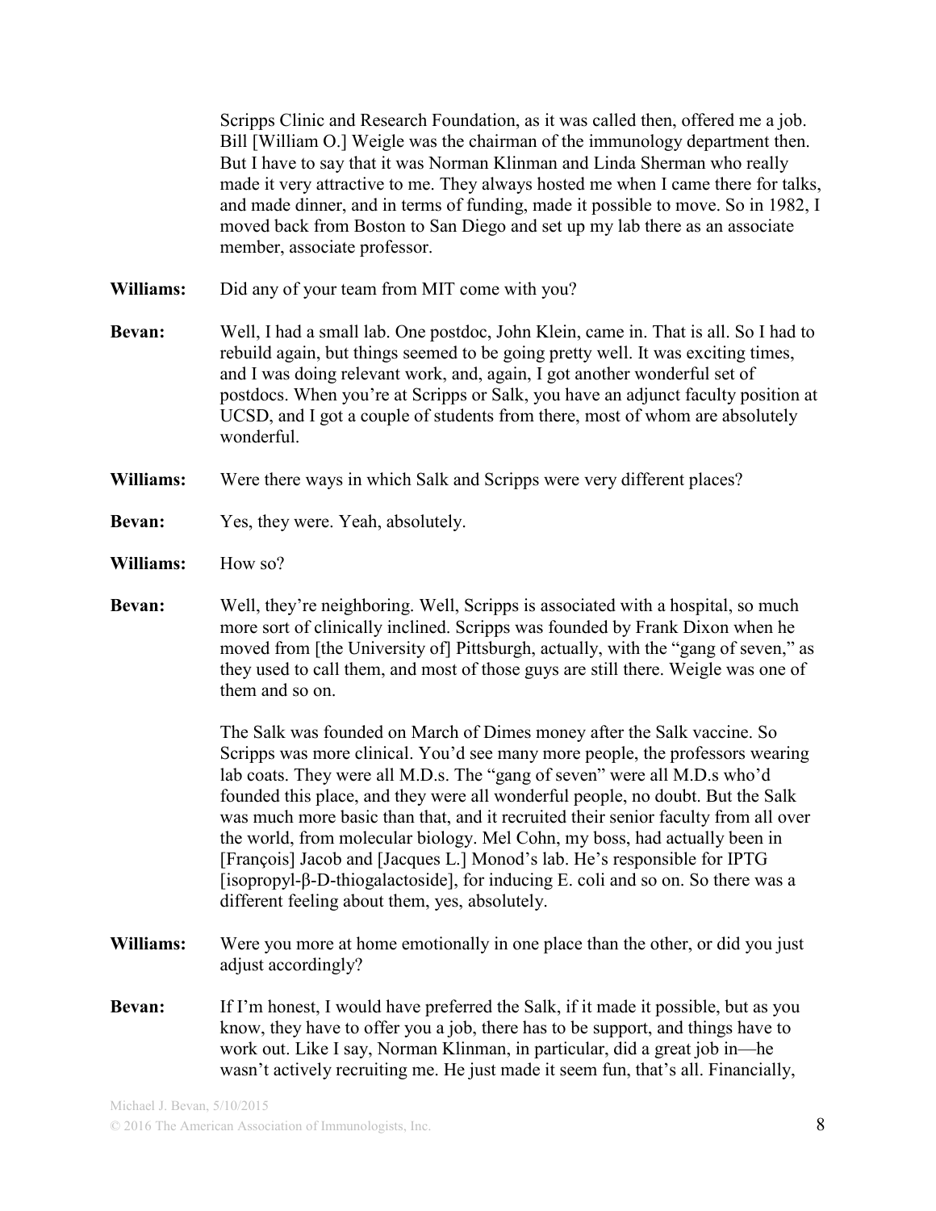Scripps Clinic and Research Foundation, as it was called then, offered me a job. Bill [William O.] Weigle was the chairman of the immunology department then. But I have to say that it was Norman Klinman and Linda Sherman who really made it very attractive to me. They always hosted me when I came there for talks, and made dinner, and in terms of funding, made it possible to move. So in 1982, I moved back from Boston to San Diego and set up my lab there as an associate member, associate professor.

**Williams:** Did any of your team from MIT come with you?

**Bevan:** Well, I had a small lab. One postdoc, John Klein, came in. That is all. So I had to rebuild again, but things seemed to be going pretty well. It was exciting times, and I was doing relevant work, and, again, I got another wonderful set of postdocs. When you're at Scripps or Salk, you have an adjunct faculty position at UCSD, and I got a couple of students from there, most of whom are absolutely wonderful.

**Williams:** Were there ways in which Salk and Scripps were very different places?

**Bevan:** Yes, they were. Yeah, absolutely.

**Williams:** How so?

**Bevan:** Well, they're neighboring. Well, Scripps is associated with a hospital, so much more sort of clinically inclined. Scripps was founded by Frank Dixon when he moved from [the University of] Pittsburgh, actually, with the "gang of seven," as they used to call them, and most of those guys are still there. Weigle was one of them and so on.

The Salk was founded on March of Dimes money after the Salk vaccine. So Scripps was more clinical. You'd see many more people, the professors wearing lab coats. They were all M.D.s. The "gang of seven" were all M.D.s who'd founded this place, and they were all wonderful people, no doubt. But the Salk was much more basic than that, and it recruited their senior faculty from all over the world, from molecular biology. Mel Cohn, my boss, had actually been in [François] Jacob and [Jacques L.] Monod's lab. He's responsible for IPTG [isopropyl-β-D-thiogalactoside], for inducing E. coli and so on. So there was a different feeling about them, yes, absolutely.

**Williams:** Were you more at home emotionally in one place than the other, or did you just adjust accordingly?

**Bevan:** If I'm honest, I would have preferred the Salk, if it made it possible, but as you know, they have to offer you a job, there has to be support, and things have to work out. Like I say, Norman Klinman, in particular, did a great job in—he wasn't actively recruiting me. He just made it seem fun, that's all. Financially,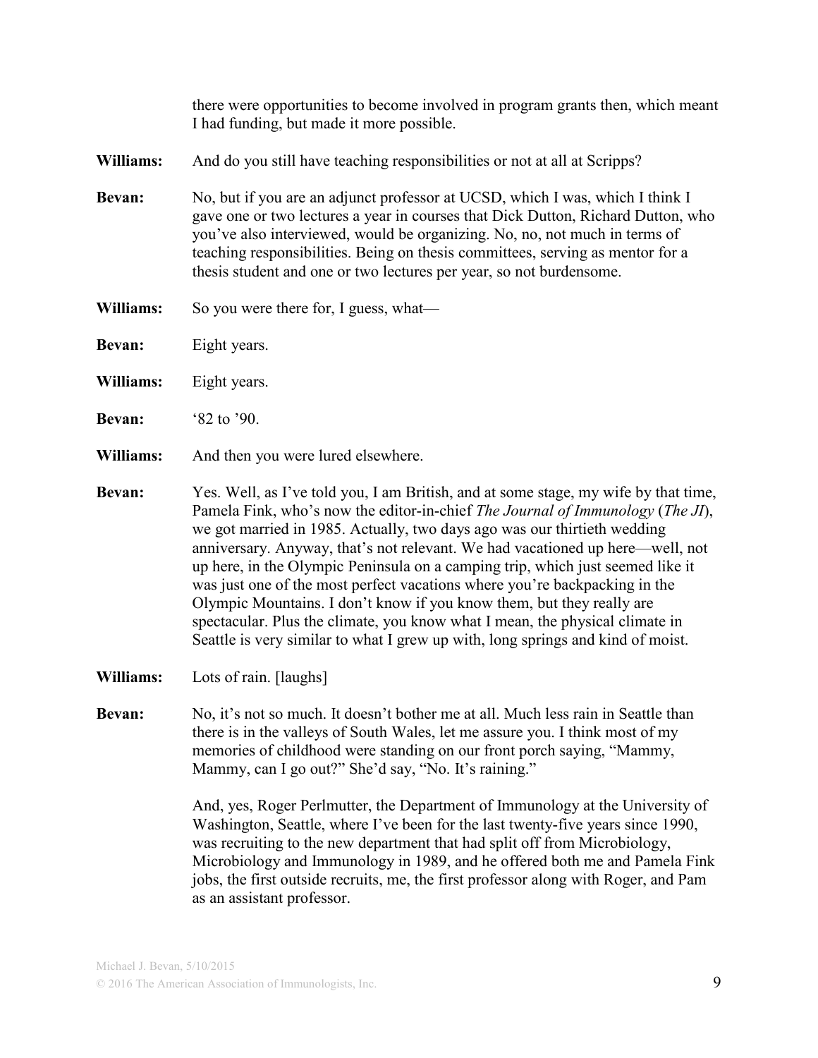there were opportunities to become involved in program grants then, which meant I had funding, but made it more possible.

**Williams:** And do you still have teaching responsibilities or not at all at Scripps?

**Bevan:** No, but if you are an adjunct professor at UCSD, which I was, which I think I gave one or two lectures a year in courses that Dick Dutton, Richard Dutton, who you've also interviewed, would be organizing. No, no, not much in terms of teaching responsibilities. Being on thesis committees, serving as mentor for a thesis student and one or two lectures per year, so not burdensome.

**Williams:** So you were there for, I guess, what—

**Bevan:** Eight years.

**Williams:** Eight years.

**Bevan:** '82 to '90.

**Williams:** And then you were lured elsewhere.

**Bevan:** Yes. Well, as I've told you, I am British, and at some stage, my wife by that time, Pamela Fink, who's now the editor-in-chief *The Journal of Immunology* (*The JI*), we got married in 1985. Actually, two days ago was our thirtieth wedding anniversary. Anyway, that's not relevant. We had vacationed up here—well, not up here, in the Olympic Peninsula on a camping trip, which just seemed like it was just one of the most perfect vacations where you're backpacking in the Olympic Mountains. I don't know if you know them, but they really are spectacular. Plus the climate, you know what I mean, the physical climate in Seattle is very similar to what I grew up with, long springs and kind of moist.

**Williams:** Lots of rain. [laughs]

**Bevan:** No, it's not so much. It doesn't bother me at all. Much less rain in Seattle than there is in the valleys of South Wales, let me assure you. I think most of my memories of childhood were standing on our front porch saying, "Mammy, Mammy, can I go out?" She'd say, "No. It's raining."

And, yes, Roger Perlmutter, the Department of Immunology at the University of Washington, Seattle, where I've been for the last twenty-five years since 1990, was recruiting to the new department that had split off from Microbiology, Microbiology and Immunology in 1989, and he offered both me and Pamela Fink jobs, the first outside recruits, me, the first professor along with Roger, and Pam as an assistant professor.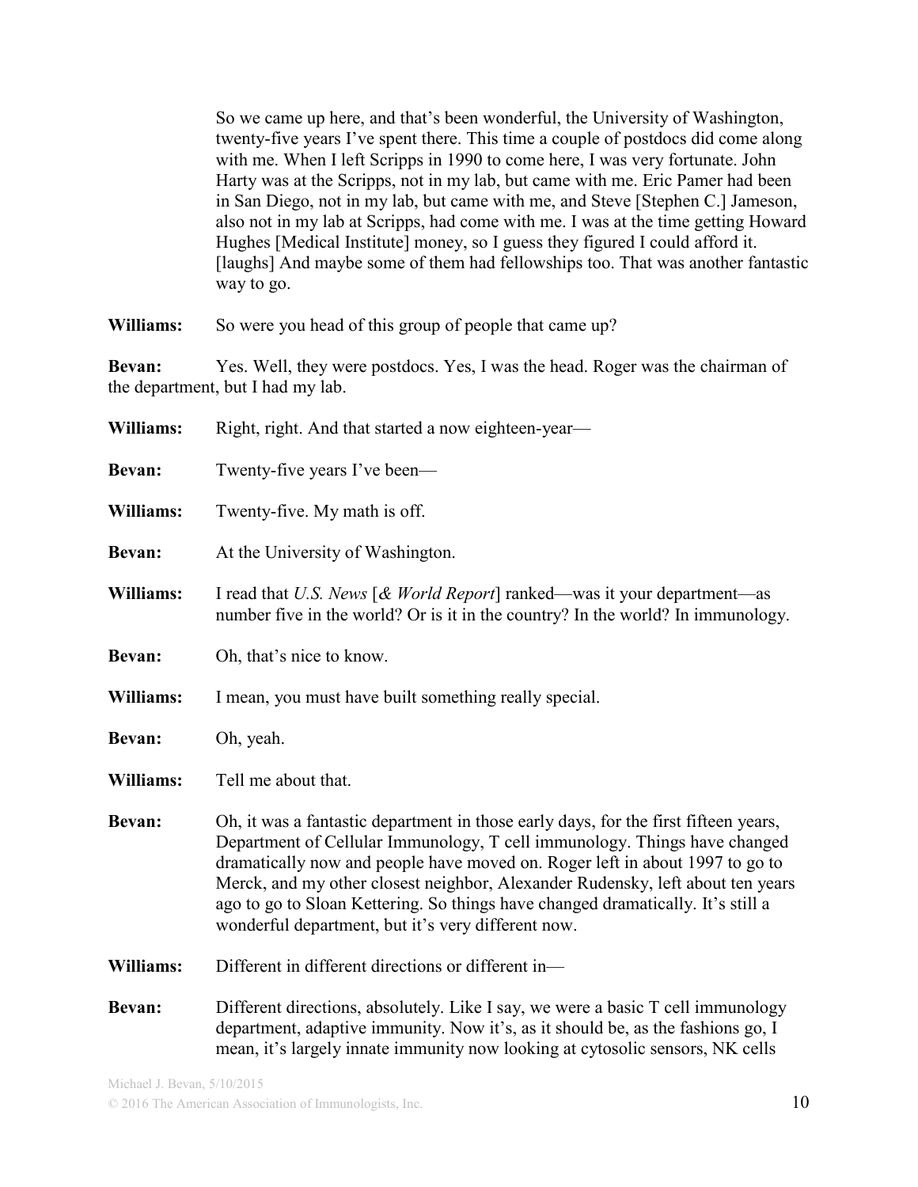So we came up here, and that's been wonderful, the University of Washington, twenty-five years I've spent there. This time a couple of postdocs did come along with me. When I left Scripps in 1990 to come here, I was very fortunate. John Harty was at the Scripps, not in my lab, but came with me. Eric Pamer had been in San Diego, not in my lab, but came with me, and Steve [Stephen C.] Jameson, also not in my lab at Scripps, had come with me. I was at the time getting Howard Hughes [Medical Institute] money, so I guess they figured I could afford it. [laughs] And maybe some of them had fellowships too. That was another fantastic way to go.

**Williams:** So were you head of this group of people that came up?

**Bevan:** Yes. Well, they were postdocs. Yes, I was the head. Roger was the chairman of the department, but I had my lab.

**Williams:** Right, right. And that started a now eighteen-year—

**Bevan:** Twenty-five years I've been—

**Williams:** Twenty-five. My math is off.

**Bevan:** At the University of Washington.

**Williams:** I read that *U.S. News* [*& World Report*] ranked—was it your department—as number five in the world? Or is it in the country? In the world? In immunology.

**Bevan:** Oh, that's nice to know.

**Williams:** I mean, you must have built something really special.

**Bevan:** Oh, yeah.

**Williams:** Tell me about that.

**Bevan:** Oh, it was a fantastic department in those early days, for the first fifteen years, Department of Cellular Immunology, T cell immunology. Things have changed dramatically now and people have moved on. Roger left in about 1997 to go to Merck, and my other closest neighbor, Alexander Rudensky, left about ten years ago to go to Sloan Kettering. So things have changed dramatically. It's still a wonderful department, but it's very different now.

**Williams:** Different in different directions or different in—

**Bevan:** Different directions, absolutely. Like I say, we were a basic T cell immunology department, adaptive immunity. Now it's, as it should be, as the fashions go, I mean, it's largely innate immunity now looking at cytosolic sensors, NK cells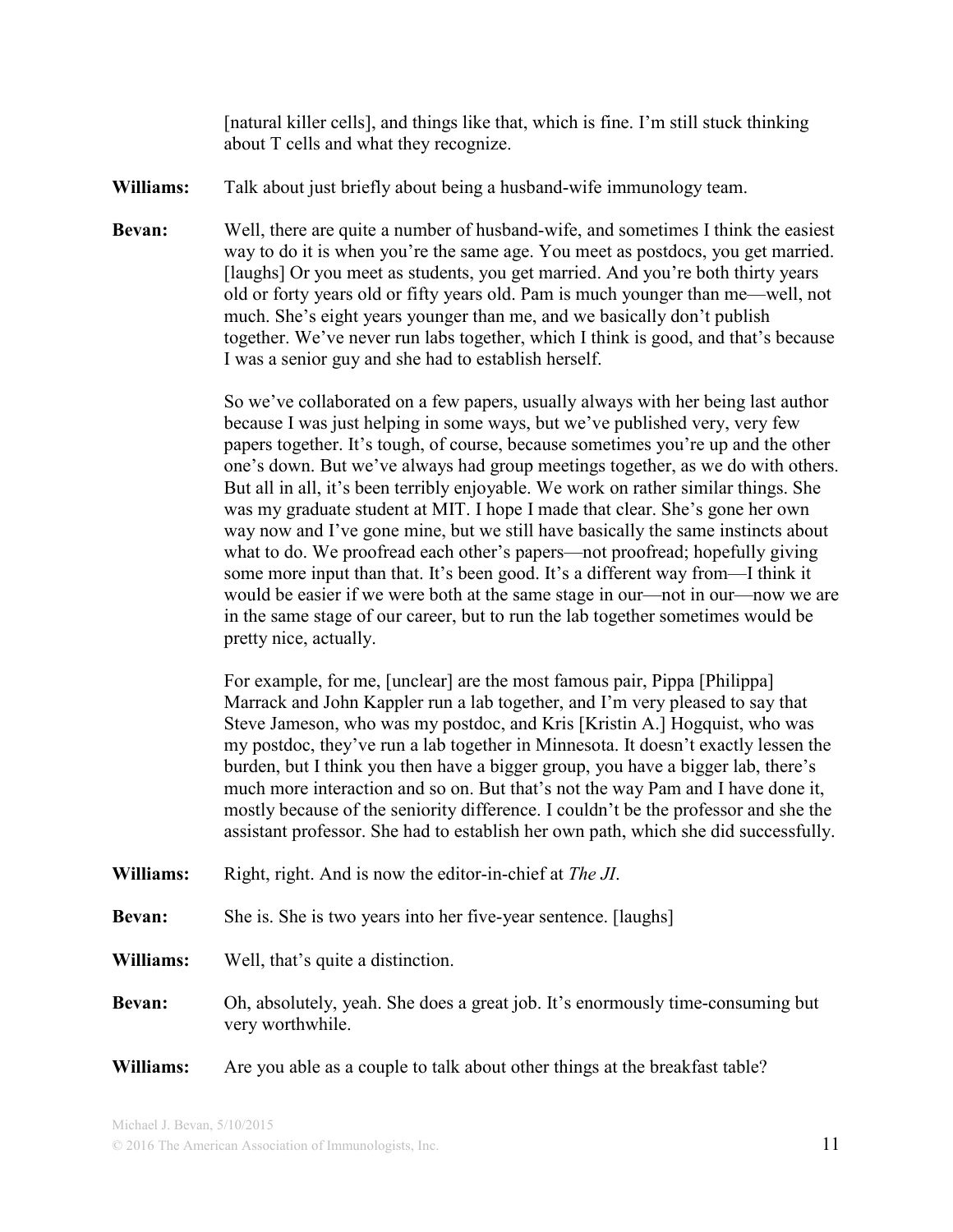[natural killer cells], and things like that, which is fine. I'm still stuck thinking about T cells and what they recognize.

**Williams:** Talk about just briefly about being a husband-wife immunology team.

**Bevan:** Well, there are quite a number of husband-wife, and sometimes I think the easiest way to do it is when you're the same age. You meet as postdocs, you get married. [laughs] Or you meet as students, you get married. And you're both thirty years old or forty years old or fifty years old. Pam is much younger than me—well, not much. She's eight years younger than me, and we basically don't publish together. We've never run labs together, which I think is good, and that's because I was a senior guy and she had to establish herself.

So we've collaborated on a few papers, usually always with her being last author because I was just helping in some ways, but we've published very, very few papers together. It's tough, of course, because sometimes you're up and the other one's down. But we've always had group meetings together, as we do with others. But all in all, it's been terribly enjoyable. We work on rather similar things. She was my graduate student at MIT. I hope I made that clear. She's gone her own way now and I've gone mine, but we still have basically the same instincts about what to do. We proofread each other's papers—not proofread; hopefully giving some more input than that. It's been good. It's a different way from—I think it would be easier if we were both at the same stage in our—not in our—now we are in the same stage of our career, but to run the lab together sometimes would be pretty nice, actually.

For example, for me, [unclear] are the most famous pair, Pippa [Philippa] Marrack and John Kappler run a lab together, and I'm very pleased to say that Steve Jameson, who was my postdoc, and Kris [Kristin A.] Hogquist, who was my postdoc, they've run a lab together in Minnesota. It doesn't exactly lessen the burden, but I think you then have a bigger group, you have a bigger lab, there's much more interaction and so on. But that's not the way Pam and I have done it, mostly because of the seniority difference. I couldn't be the professor and she the assistant professor. She had to establish her own path, which she did successfully.

**Williams:** Right, right. And is now the editor-in-chief at *The JI*.

**Bevan:** She is. She is two years into her five-year sentence. [laughs]

**Williams:** Well, that's quite a distinction.

**Bevan:** Oh, absolutely, yeah. She does a great job. It's enormously time-consuming but very worthwhile.

**Williams:** Are you able as a couple to talk about other things at the breakfast table?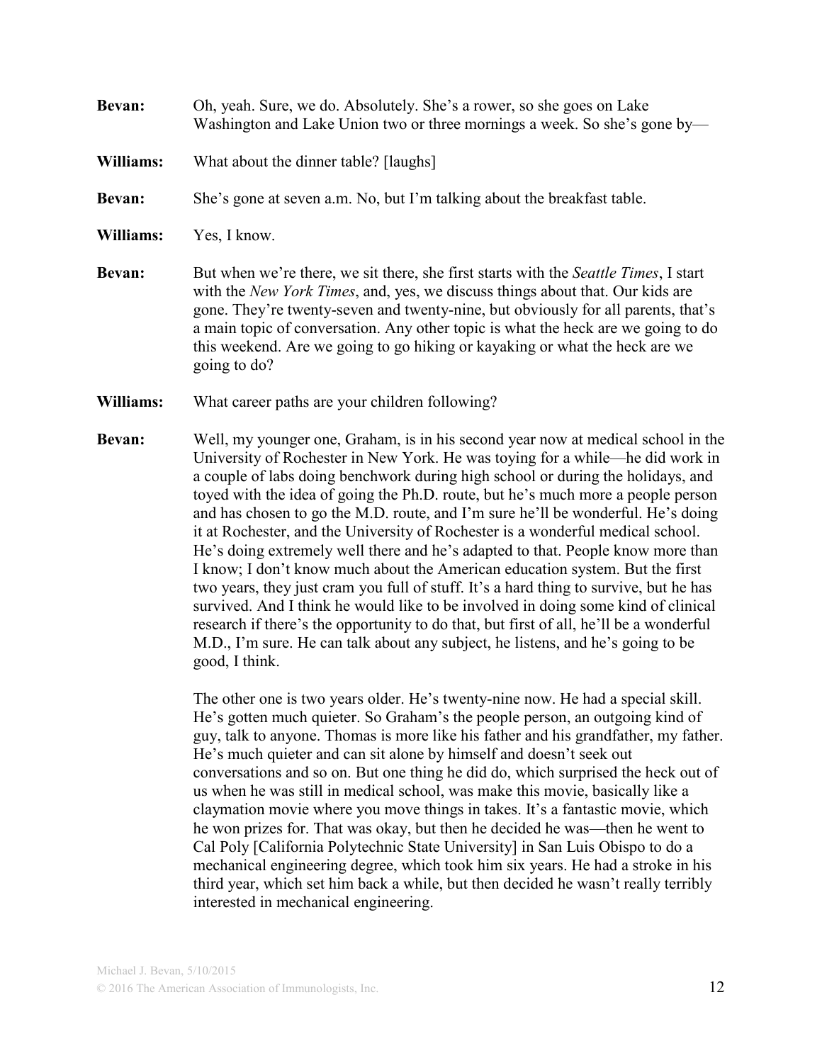**Bevan:** Oh, yeah. Sure, we do. Absolutely. She's a rower, so she goes on Lake Washington and Lake Union two or three mornings a week. So she's gone by—

**Williams:** What about the dinner table? [laughs]

**Bevan:** She's gone at seven a.m. No, but I'm talking about the breakfast table.

**Williams:** Yes, I know.

**Bevan:** But when we're there, we sit there, she first starts with the *Seattle Times*, I start with the *New York Times*, and, yes, we discuss things about that. Our kids are gone. They're twenty-seven and twenty-nine, but obviously for all parents, that's a main topic of conversation. Any other topic is what the heck are we going to do this weekend. Are we going to go hiking or kayaking or what the heck are we going to do?

**Williams:** What career paths are your children following?

**Bevan:** Well, my younger one, Graham, is in his second year now at medical school in the University of Rochester in New York. He was toying for a while—he did work in a couple of labs doing benchwork during high school or during the holidays, and toyed with the idea of going the Ph.D. route, but he's much more a people person and has chosen to go the M.D. route, and I'm sure he'll be wonderful. He's doing it at Rochester, and the University of Rochester is a wonderful medical school. He's doing extremely well there and he's adapted to that. People know more than I know; I don't know much about the American education system. But the first two years, they just cram you full of stuff. It's a hard thing to survive, but he has survived. And I think he would like to be involved in doing some kind of clinical research if there's the opportunity to do that, but first of all, he'll be a wonderful M.D., I'm sure. He can talk about any subject, he listens, and he's going to be good, I think.

The other one is two years older. He's twenty-nine now. He had a special skill. He's gotten much quieter. So Graham's the people person, an outgoing kind of guy, talk to anyone. Thomas is more like his father and his grandfather, my father. He's much quieter and can sit alone by himself and doesn't seek out conversations and so on. But one thing he did do, which surprised the heck out of us when he was still in medical school, was make this movie, basically like a claymation movie where you move things in takes. It's a fantastic movie, which he won prizes for. That was okay, but then he decided he was—then he went to Cal Poly [California Polytechnic State University] in San Luis Obispo to do a mechanical engineering degree, which took him six years. He had a stroke in his third year, which set him back a while, but then decided he wasn't really terribly interested in mechanical engineering.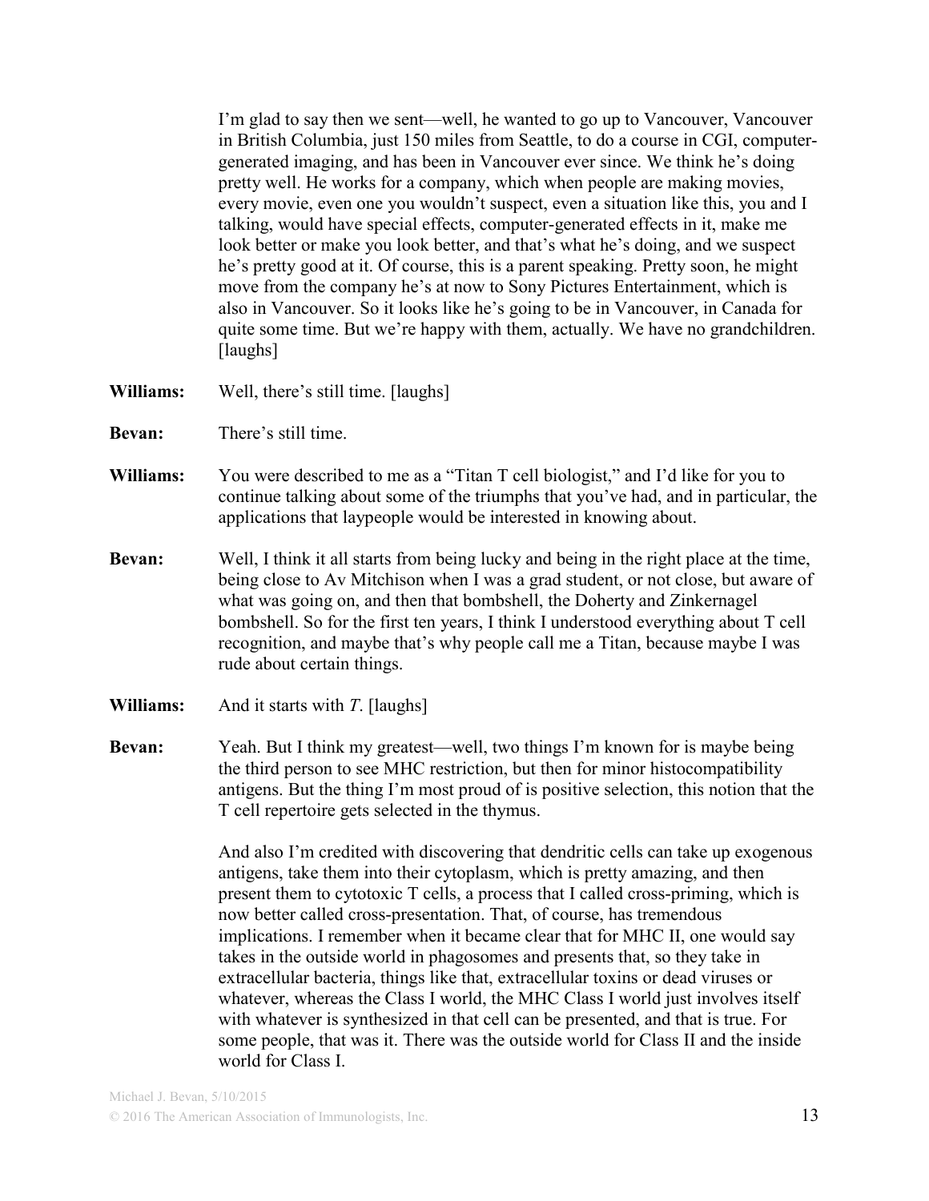I'm glad to say then we sent—well, he wanted to go up to Vancouver, Vancouver in British Columbia, just 150 miles from Seattle, to do a course in CGI, computer-generated imaging, and has been in Vancouver ever since. We think he's doing pretty well. He works for a company, which when people are making movies, every movie, even one you wouldn't suspect, even a situation like this, you and I talking, would have special effects, computer-generated effects in it, make me look better or make you look better, and that's what he's doing, and we suspect he's pretty good at it. Of course, this is a parent speaking. Pretty soon, he might move from the company he's at now to Sony Pictures Entertainment, which is also in Vancouver. So it looks like he's going to be in Vancouver, in Canada for quite some time. But we're happy with them, actually. We have no grandchildren. [laughs]

**Williams:** Well, there's still time. [laughs]

**Bevan:** There's still time.

**Williams:** You were described to me as a "Titan T cell biologist," and I'd like for you to continue talking about some of the triumphs that you've had, and in particular, the applications that laypeople would be interested in knowing about.

**Bevan:** Well, I think it all starts from being lucky and being in the right place at the time, being close to Av Mitchison when I was a grad student, or not close, but aware of what was going on, and then that bombshell, the Doherty and Zinkernagel bombshell. So for the first ten years, I think I understood everything about T cell recognition, and maybe that's why people call me a Titan, because maybe I was rude about certain things.

**Williams:** And it starts with *T*. [laughs]

**Bevan:** Yeah. But I think my greatest—well, two things I'm known for is maybe being the third person to see MHC restriction, but then for minor histocompatibility antigens. But the thing I'm most proud of is positive selection, this notion that the T cell repertoire gets selected in the thymus.

And also I'm credited with discovering that dendritic cells can take up exogenous antigens, take them into their cytoplasm, which is pretty amazing, and then present them to cytotoxic T cells, a process that I called cross-priming, which is now better called cross-presentation. That, of course, has tremendous implications. I remember when it became clear that for MHC II, one would say takes in the outside world in phagosomes and presents that, so they take in extracellular bacteria, things like that, extracellular toxins or dead viruses or whatever, whereas the Class I world, the MHC Class I world just involves itself with whatever is synthesized in that cell can be presented, and that is true. For some people, that was it. There was the outside world for Class II and the inside world for Class I.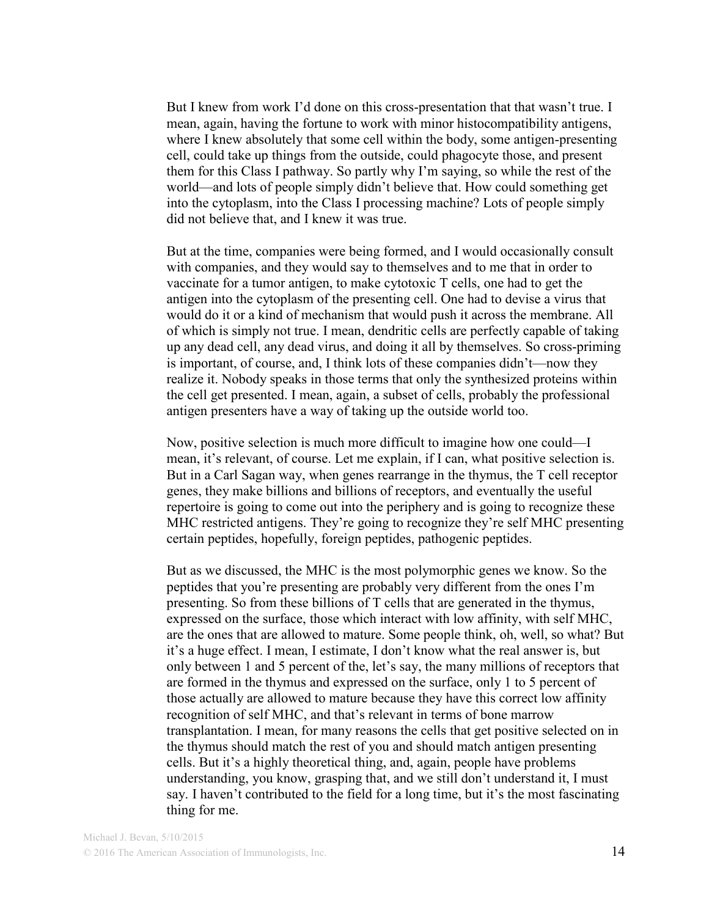But I knew from work I'd done on this cross-presentation that that wasn't true. I mean, again, having the fortune to work with minor histocompatibility antigens, where I knew absolutely that some cell within the body, some antigen-presenting cell, could take up things from the outside, could phagocyte those, and present them for this Class I pathway. So partly why I'm saying, so while the rest of the world—and lots of people simply didn't believe that. How could something get into the cytoplasm, into the Class I processing machine? Lots of people simply did not believe that, and I knew it was true.

But at the time, companies were being formed, and I would occasionally consult with companies, and they would say to themselves and to me that in order to vaccinate for a tumor antigen, to make cytotoxic T cells, one had to get the antigen into the cytoplasm of the presenting cell. One had to devise a virus that would do it or a kind of mechanism that would push it across the membrane. All of which is simply not true. I mean, dendritic cells are perfectly capable of taking up any dead cell, any dead virus, and doing it all by themselves. So cross-priming is important, of course, and, I think lots of these companies didn't—now they realize it. Nobody speaks in those terms that only the synthesized proteins within the cell get presented. I mean, again, a subset of cells, probably the professional antigen presenters have a way of taking up the outside world too.

Now, positive selection is much more difficult to imagine how one could—I mean, it's relevant, of course. Let me explain, if I can, what positive selection is. But in a Carl Sagan way, when genes rearrange in the thymus, the T cell receptor genes, they make billions and billions of receptors, and eventually the useful repertoire is going to come out into the periphery and is going to recognize these MHC restricted antigens. They're going to recognize they're self MHC presenting certain peptides, hopefully, foreign peptides, pathogenic peptides.

But as we discussed, the MHC is the most polymorphic genes we know. So the peptides that you're presenting are probably very different from the ones I'm presenting. So from these billions of T cells that are generated in the thymus, expressed on the surface, those which interact with low affinity, with self MHC, are the ones that are allowed to mature. Some people think, oh, well, so what? But it's a huge effect. I mean, I estimate, I don't know what the real answer is, but only between 1 and 5 percent of the, let's say, the many millions of receptors that are formed in the thymus and expressed on the surface, only 1 to 5 percent of those actually are allowed to mature because they have this correct low affinity recognition of self MHC, and that's relevant in terms of bone marrow transplantation. I mean, for many reasons the cells that get positive selected on in the thymus should match the rest of you and should match antigen presenting cells. But it's a highly theoretical thing, and, again, people have problems understanding, you know, grasping that, and we still don't understand it, I must say. I haven't contributed to the field for a long time, but it's the most fascinating thing for me.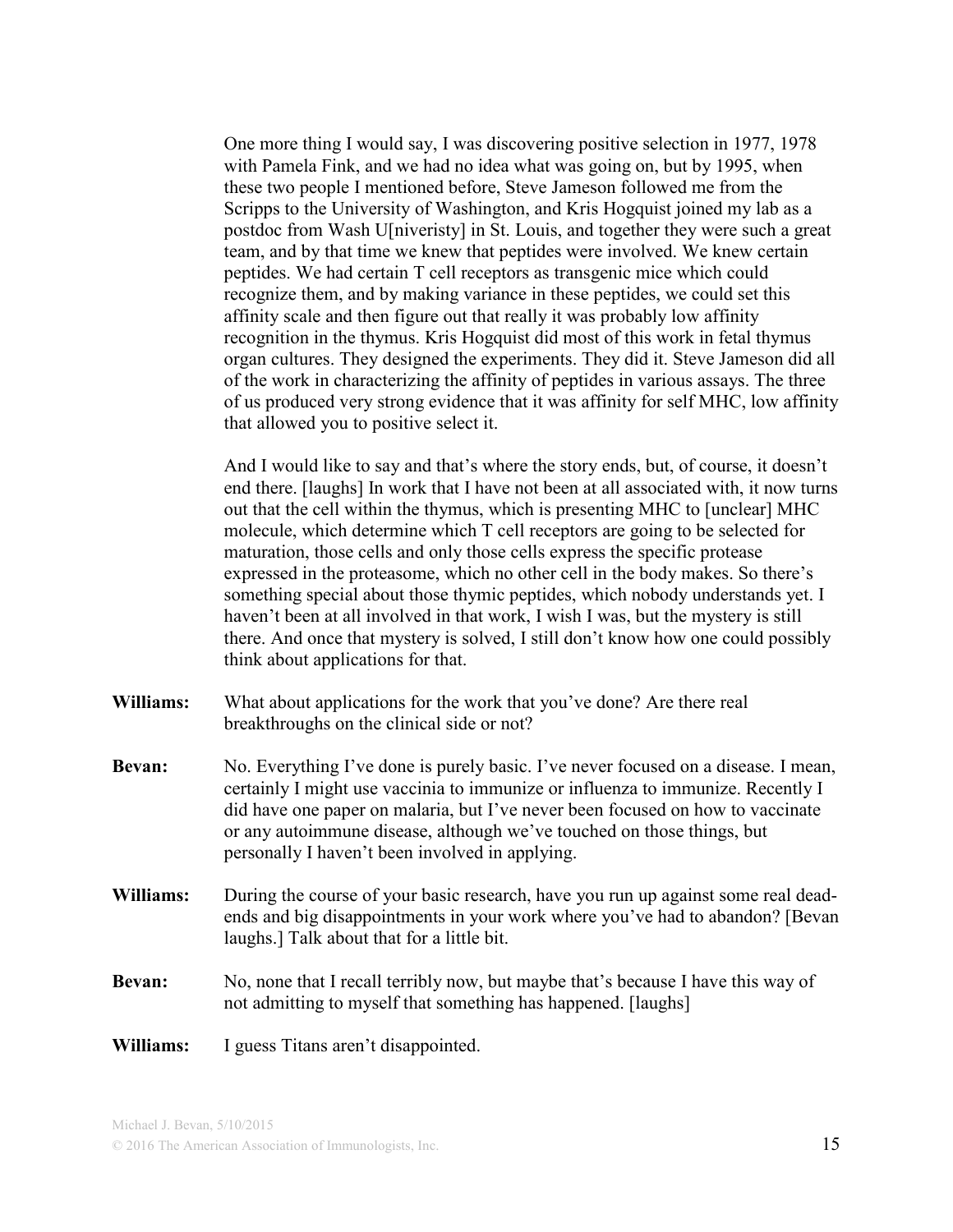One more thing I would say, I was discovering positive selection in 1977, 1978 with Pamela Fink, and we had no idea what was going on, but by 1995, when these two people I mentioned before, Steve Jameson followed me from the Scripps to the University of Washington, and Kris Hogquist joined my lab as a postdoc from Wash U[niveristy] in St. Louis, and together they were such a great team, and by that time we knew that peptides were involved. We knew certain peptides. We had certain T cell receptors as transgenic mice which could recognize them, and by making variance in these peptides, we could set this affinity scale and then figure out that really it was probably low affinity recognition in the thymus. Kris Hogquist did most of this work in fetal thymus organ cultures. They designed the experiments. They did it. Steve Jameson did all of the work in characterizing the affinity of peptides in various assays. The three of us produced very strong evidence that it was affinity for self MHC, low affinity that allowed you to positive select it.

And I would like to say and that's where the story ends, but, of course, it doesn't end there. [laughs] In work that I have not been at all associated with, it now turns out that the cell within the thymus, which is presenting MHC to [unclear] MHC molecule, which determine which T cell receptors are going to be selected for maturation, those cells and only those cells express the specific protease expressed in the proteasome, which no other cell in the body makes. So there's something special about those thymic peptides, which nobody understands yet. I haven't been at all involved in that work, I wish I was, but the mystery is still there. And once that mystery is solved, I still don't know how one could possibly think about applications for that.

**Williams:** What about applications for the work that you've done? Are there real breakthroughs on the clinical side or not?

**Bevan:** No. Everything I've done is purely basic. I've never focused on a disease. I mean, certainly I might use vaccinia to immunize or influenza to immunize. Recently I did have one paper on malaria, but I've never been focused on how to vaccinate or any autoimmune disease, although we've touched on those things, but personally I haven't been involved in applying.

**Williams:** During the course of your basic research, have you run up against some real dead-ends and big disappointments in your work where you've had to abandon? [Bevan laughs.] Talk about that for a little bit.

**Bevan:** No, none that I recall terribly now, but maybe that's because I have this way of not admitting to myself that something has happened. [laughs]

**Williams:** I guess Titans aren't disappointed.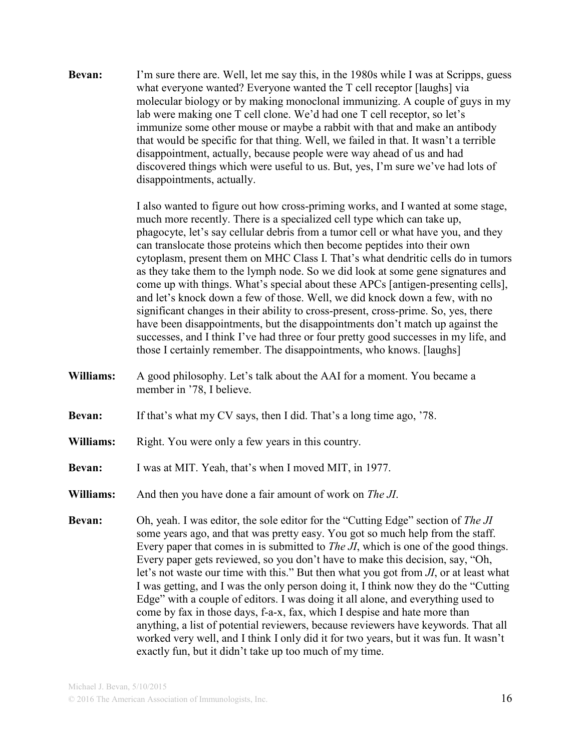**Bevan:** I'm sure there are. Well, let me say this, in the 1980s while I was at Scripps, guess what everyone wanted? Everyone wanted the T cell receptor [laughs] via molecular biology or by making monoclonal immunizing. A couple of guys in my lab were making one T cell clone. We'd had one T cell receptor, so let's immunize some other mouse or maybe a rabbit with that and make an antibody that would be specific for that thing. Well, we failed in that. It wasn't a terrible disappointment, actually, because people were way ahead of us and had discovered things which were useful to us. But, yes, I'm sure we've had lots of disappointments, actually.

I also wanted to figure out how cross-priming works, and I wanted at some stage, much more recently. There is a specialized cell type which can take up, phagocyte, let's say cellular debris from a tumor cell or what have you, and they can translocate those proteins which then become peptides into their own cytoplasm, present them on MHC Class I. That's what dendritic cells do in tumors as they take them to the lymph node. So we did look at some gene signatures and come up with things. What's special about these APCs [antigen-presenting cells], and let's knock down a few of those. Well, we did knock down a few, with no significant changes in their ability to cross-present, cross-prime. So, yes, there have been disappointments, but the disappointments don't match up against the successes, and I think I've had three or four pretty good successes in my life, and those I certainly remember. The disappointments, who knows. [laughs]

**Williams:** A good philosophy. Let's talk about the AAI for a moment. You became a member in '78, I believe.

**Bevan:** If that's what my CV says, then I did. That's a long time ago, '78.

**Williams:** Right. You were only a few years in this country.

**Bevan:** I was at MIT. Yeah, that's when I moved MIT, in 1977.

**Williams:** And then you have done a fair amount of work on *The JI*.

**Bevan:** Oh, yeah. I was editor, the sole editor for the "Cutting Edge" section of *The JI* some years ago, and that was pretty easy. You got so much help from the staff. Every paper that comes in is submitted to *The JI*, which is one of the good things. Every paper gets reviewed, so you don't have to make this decision, say, "Oh, let's not waste our time with this." But then what you got from *JI*, or at least what I was getting, and I was the only person doing it, I think now they do the "Cutting Edge" with a couple of editors. I was doing it all alone, and everything used to come by fax in those days, f-a-x, fax, which I despise and hate more than anything, a list of potential reviewers, because reviewers have keywords. That all worked very well, and I think I only did it for two years, but it was fun. It wasn't exactly fun, but it didn't take up too much of my time.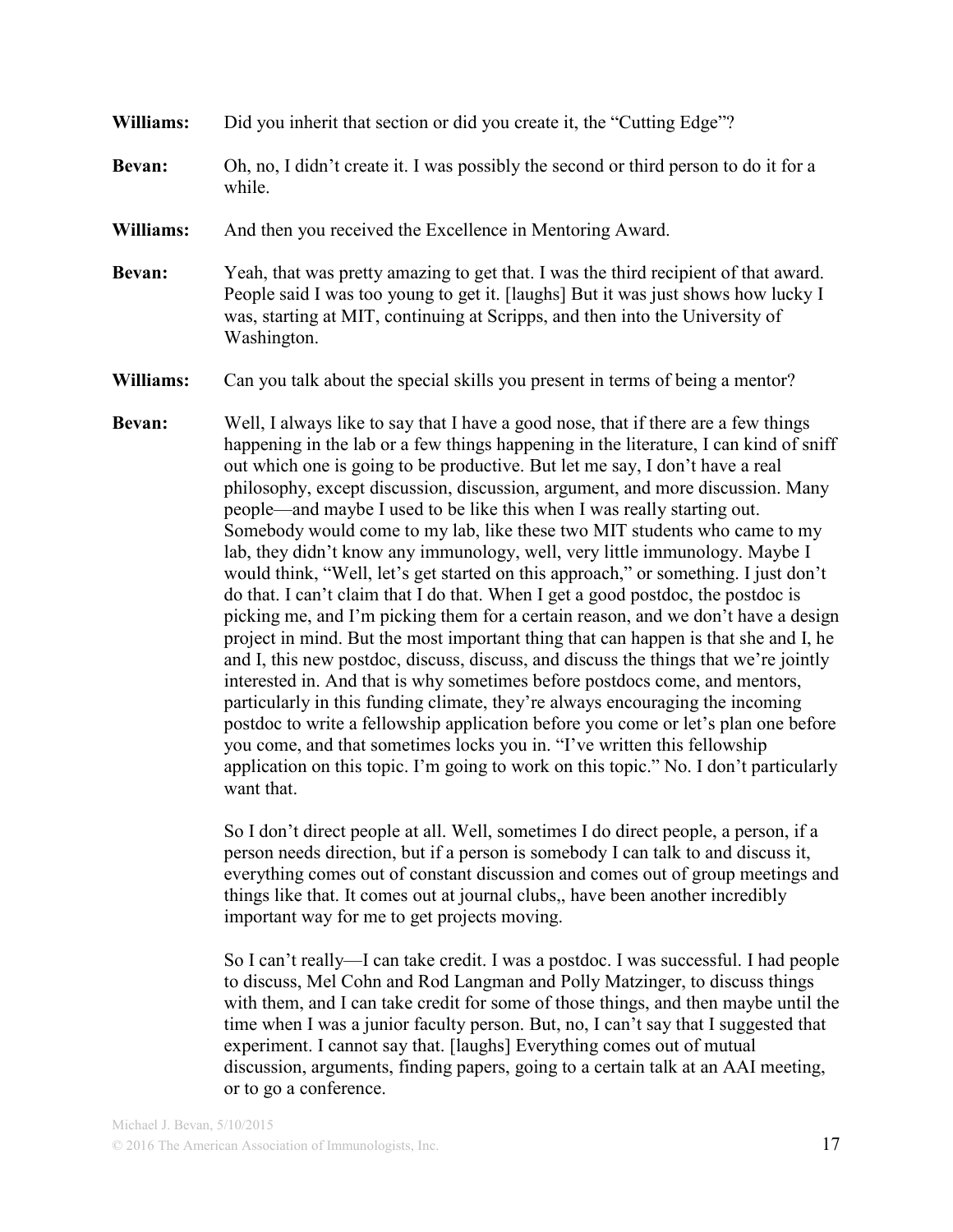**Williams:** Did you inherit that section or did you create it, the "Cutting Edge"?

**Bevan:** Oh, no, I didn't create it. I was possibly the second or third person to do it for a while.

**Williams:** And then you received the Excellence in Mentoring Award.

**Bevan:** Yeah, that was pretty amazing to get that. I was the third recipient of that award. People said I was too young to get it. [laughs] But it was just shows how lucky I was, starting at MIT, continuing at Scripps, and then into the University of Washington.

**Williams:** Can you talk about the special skills you present in terms of being a mentor?

**Bevan:** Well, I always like to say that I have a good nose, that if there are a few things happening in the lab or a few things happening in the literature, I can kind of sniff out which one is going to be productive. But let me say, I don't have a real philosophy, except discussion, discussion, argument, and more discussion. Many people—and maybe I used to be like this when I was really starting out. Somebody would come to my lab, like these two MIT students who came to my lab, they didn't know any immunology, well, very little immunology. Maybe I would think, "Well, let's get started on this approach," or something. I just don't do that. I can't claim that I do that. When I get a good postdoc, the postdoc is picking me, and I'm picking them for a certain reason, and we don't have a design project in mind. But the most important thing that can happen is that she and I, he and I, this new postdoc, discuss, discuss, and discuss the things that we're jointly interested in. And that is why sometimes before postdocs come, and mentors, particularly in this funding climate, they're always encouraging the incoming postdoc to write a fellowship application before you come or let's plan one before you come, and that sometimes locks you in. "I've written this fellowship application on this topic. I'm going to work on this topic." No. I don't particularly want that.

So I don't direct people at all. Well, sometimes I do direct people, a person, if a person needs direction, but if a person is somebody I can talk to and discuss it, everything comes out of constant discussion and comes out of group meetings and things like that. It comes out at journal clubs,, have been another incredibly important way for me to get projects moving.

So I can't really—I can take credit. I was a postdoc. I was successful. I had people to discuss, Mel Cohn and Rod Langman and Polly Matzinger, to discuss things with them, and I can take credit for some of those things, and then maybe until the time when I was a junior faculty person. But, no, I can't say that I suggested that experiment. I cannot say that. [laughs] Everything comes out of mutual discussion, arguments, finding papers, going to a certain talk at an AAI meeting, or to go a conference.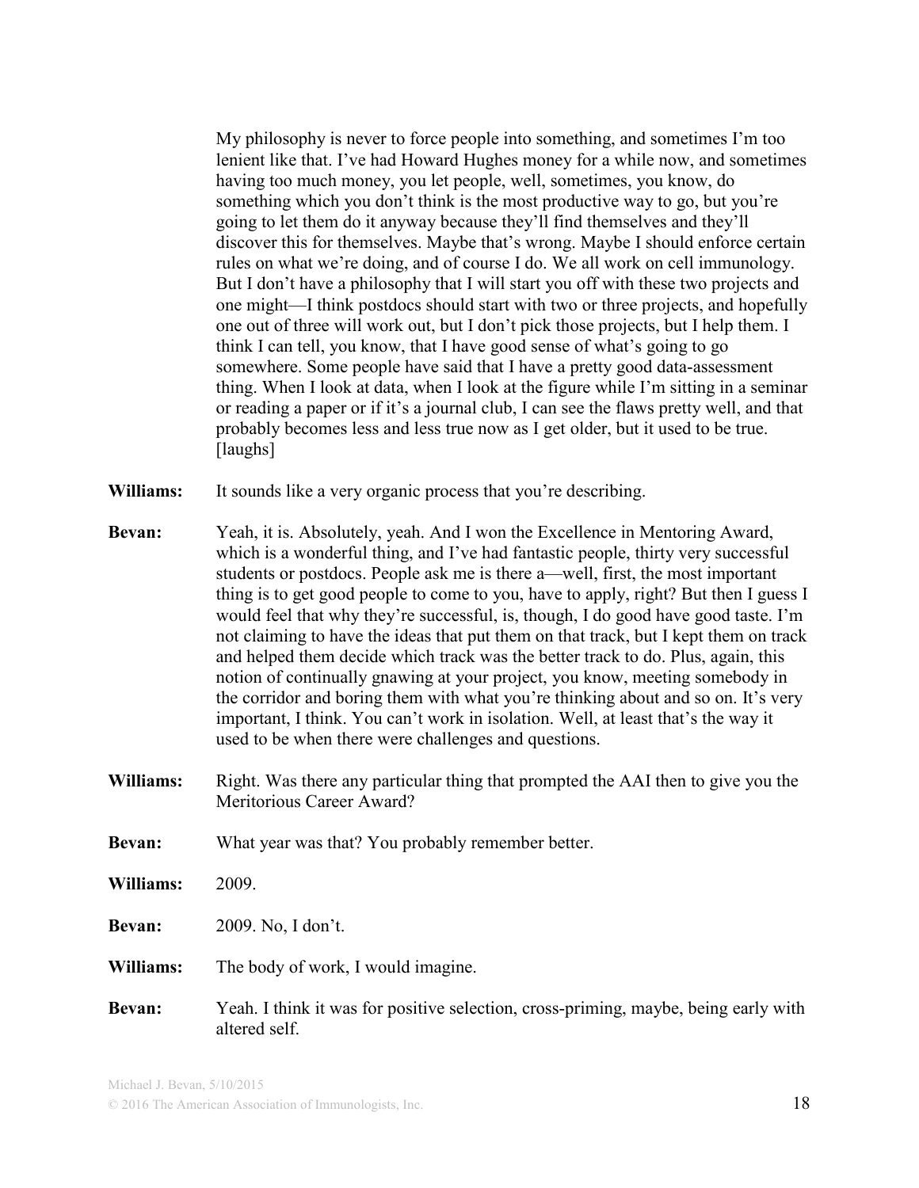My philosophy is never to force people into something, and sometimes I'm too lenient like that. I've had Howard Hughes money for a while now, and sometimes having too much money, you let people, well, sometimes, you know, do something which you don't think is the most productive way to go, but you're going to let them do it anyway because they'll find themselves and they'll discover this for themselves. Maybe that's wrong. Maybe I should enforce certain rules on what we're doing, and of course I do. We all work on cell immunology. But I don't have a philosophy that I will start you off with these two projects and one might—I think postdocs should start with two or three projects, and hopefully one out of three will work out, but I don't pick those projects, but I help them. I think I can tell, you know, that I have good sense of what's going to go somewhere. Some people have said that I have a pretty good data-assessment thing. When I look at data, when I look at the figure while I'm sitting in a seminar or reading a paper or if it's a journal club, I can see the flaws pretty well, and that probably becomes less and less true now as I get older, but it used to be true. [laughs]

**Williams:** It sounds like a very organic process that you're describing.

**Bevan:** Yeah, it is. Absolutely, yeah. And I won the Excellence in Mentoring Award, which is a wonderful thing, and I've had fantastic people, thirty very successful students or postdocs. People ask me is there a—well, first, the most important thing is to get good people to come to you, have to apply, right? But then I guess I would feel that why they're successful, is, though, I do good have good taste. I'm not claiming to have the ideas that put them on that track, but I kept them on track and helped them decide which track was the better track to do. Plus, again, this notion of continually gnawing at your project, you know, meeting somebody in the corridor and boring them with what you're thinking about and so on. It's very important, I think. You can't work in isolation. Well, at least that's the way it used to be when there were challenges and questions.

**Williams:** Right. Was there any particular thing that prompted the AAI then to give you the Meritorious Career Award?

**Bevan:** What year was that? You probably remember better.

**Williams:** 2009.

**Bevan:** 2009. No, I don't.

**Williams:** The body of work, I would imagine.

**Bevan:** Yeah. I think it was for positive selection, cross-priming, maybe, being early with altered self.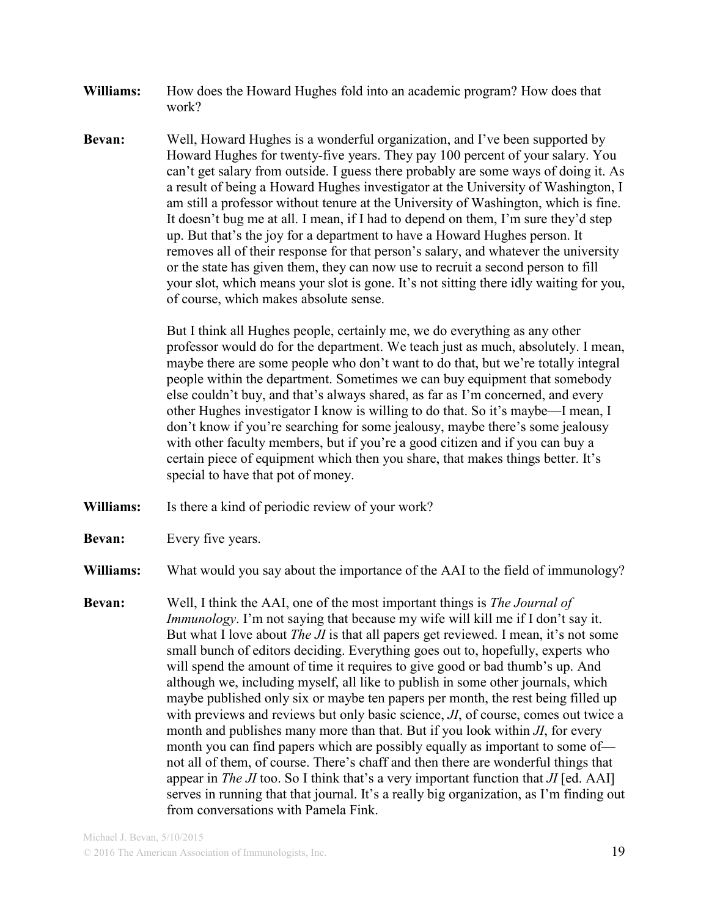**Williams:** How does the Howard Hughes fold into an academic program? How does that work?

**Bevan:** Well, Howard Hughes is a wonderful organization, and I've been supported by Howard Hughes for twenty-five years. They pay 100 percent of your salary. You can't get salary from outside. I guess there probably are some ways of doing it. As a result of being a Howard Hughes investigator at the University of Washington, I am still a professor without tenure at the University of Washington, which is fine. It doesn't bug me at all. I mean, if I had to depend on them, I'm sure they'd step up. But that's the joy for a department to have a Howard Hughes person. It removes all of their response for that person's salary, and whatever the university or the state has given them, they can now use to recruit a second person to fill your slot, which means your slot is gone. It's not sitting there idly waiting for you, of course, which makes absolute sense.

But I think all Hughes people, certainly me, we do everything as any other professor would do for the department. We teach just as much, absolutely. I mean, maybe there are some people who don't want to do that, but we're totally integral people within the department. Sometimes we can buy equipment that somebody else couldn't buy, and that's always shared, as far as I'm concerned, and every other Hughes investigator I know is willing to do that. So it's maybe—I mean, I don't know if you're searching for some jealousy, maybe there's some jealousy with other faculty members, but if you're a good citizen and if you can buy a certain piece of equipment which then you share, that makes things better. It's special to have that pot of money.

**Williams:** Is there a kind of periodic review of your work?

**Bevan:** Every five years.

**Williams:** What would you say about the importance of the AAI to the field of immunology?

**Bevan:** Well, I think the AAI, one of the most important things is *The Journal of Immunology*. I'm not saying that because my wife will kill me if I don't say it. But what I love about *The JI* is that all papers get reviewed. I mean, it's not some small bunch of editors deciding. Everything goes out to, hopefully, experts who will spend the amount of time it requires to give good or bad thumb's up. And although we, including myself, all like to publish in some other journals, which maybe published only six or maybe ten papers per month, the rest being filled up with previews and reviews but only basic science, *JI*, of course, comes out twice a month and publishes many more than that. But if you look within *JI*, for every month you can find papers which are possibly equally as important to some of—not all of them, of course. There's chaff and then there are wonderful things that appear in *The JI* too. So I think that's a very important function that *JI* [ed. AAI] serves in running that that journal. It's a really big organization, as I'm finding out from conversations with Pamela Fink.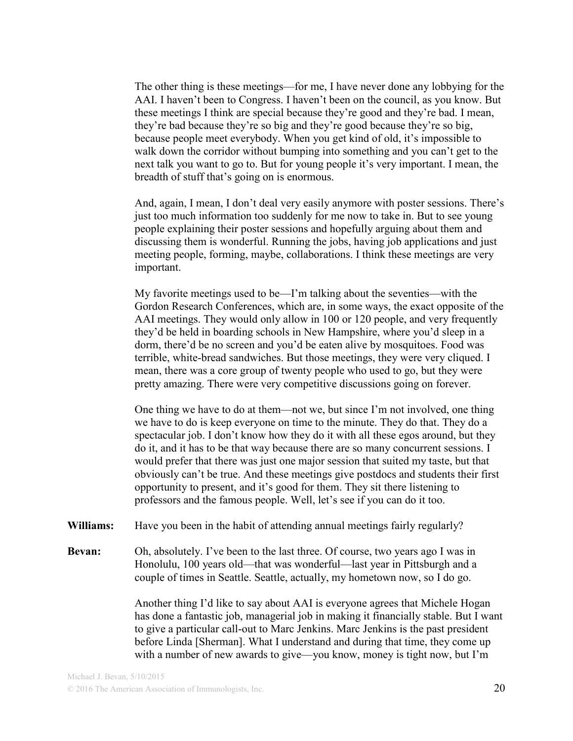The other thing is these meetings—for me, I have never done any lobbying for the AAI. I haven't been to Congress. I haven't been on the council, as you know. But these meetings I think are special because they're good and they're bad. I mean, they're bad because they're so big and they're good because they're so big, because people meet everybody. When you get kind of old, it's impossible to walk down the corridor without bumping into something and you can't get to the next talk you want to go to. But for young people it's very important. I mean, the breadth of stuff that's going on is enormous.

And, again, I mean, I don't deal very easily anymore with poster sessions. There's just too much information too suddenly for me now to take in. But to see young people explaining their poster sessions and hopefully arguing about them and discussing them is wonderful. Running the jobs, having job applications and just meeting people, forming, maybe, collaborations. I think these meetings are very important.

My favorite meetings used to be—I'm talking about the seventies—with the Gordon Research Conferences, which are, in some ways, the exact opposite of the AAI meetings. They would only allow in 100 or 120 people, and very frequently they'd be held in boarding schools in New Hampshire, where you'd sleep in a dorm, there'd be no screen and you'd be eaten alive by mosquitoes. Food was terrible, white-bread sandwiches. But those meetings, they were very cliqued. I mean, there was a core group of twenty people who used to go, but they were pretty amazing. There were very competitive discussions going on forever.

One thing we have to do at them—not we, but since I'm not involved, one thing we have to do is keep everyone on time to the minute. They do that. They do a spectacular job. I don't know how they do it with all these egos around, but they do it, and it has to be that way because there are so many concurrent sessions. I would prefer that there was just one major session that suited my taste, but that obviously can't be true. And these meetings give postdocs and students their first opportunity to present, and it's good for them. They sit there listening to professors and the famous people. Well, let's see if you can do it too.

**Williams:** Have you been in the habit of attending annual meetings fairly regularly?

**Bevan:** Oh, absolutely. I've been to the last three. Of course, two years ago I was in Honolulu, 100 years old—that was wonderful—last year in Pittsburgh and a couple of times in Seattle. Seattle, actually, my hometown now, so I do go.

Another thing I'd like to say about AAI is everyone agrees that Michele Hogan has done a fantastic job, managerial job in making it financially stable. But I want to give a particular call-out to Marc Jenkins. Marc Jenkins is the past president before Linda [Sherman]. What I understand and during that time, they come up with a number of new awards to give—you know, money is tight now, but I'm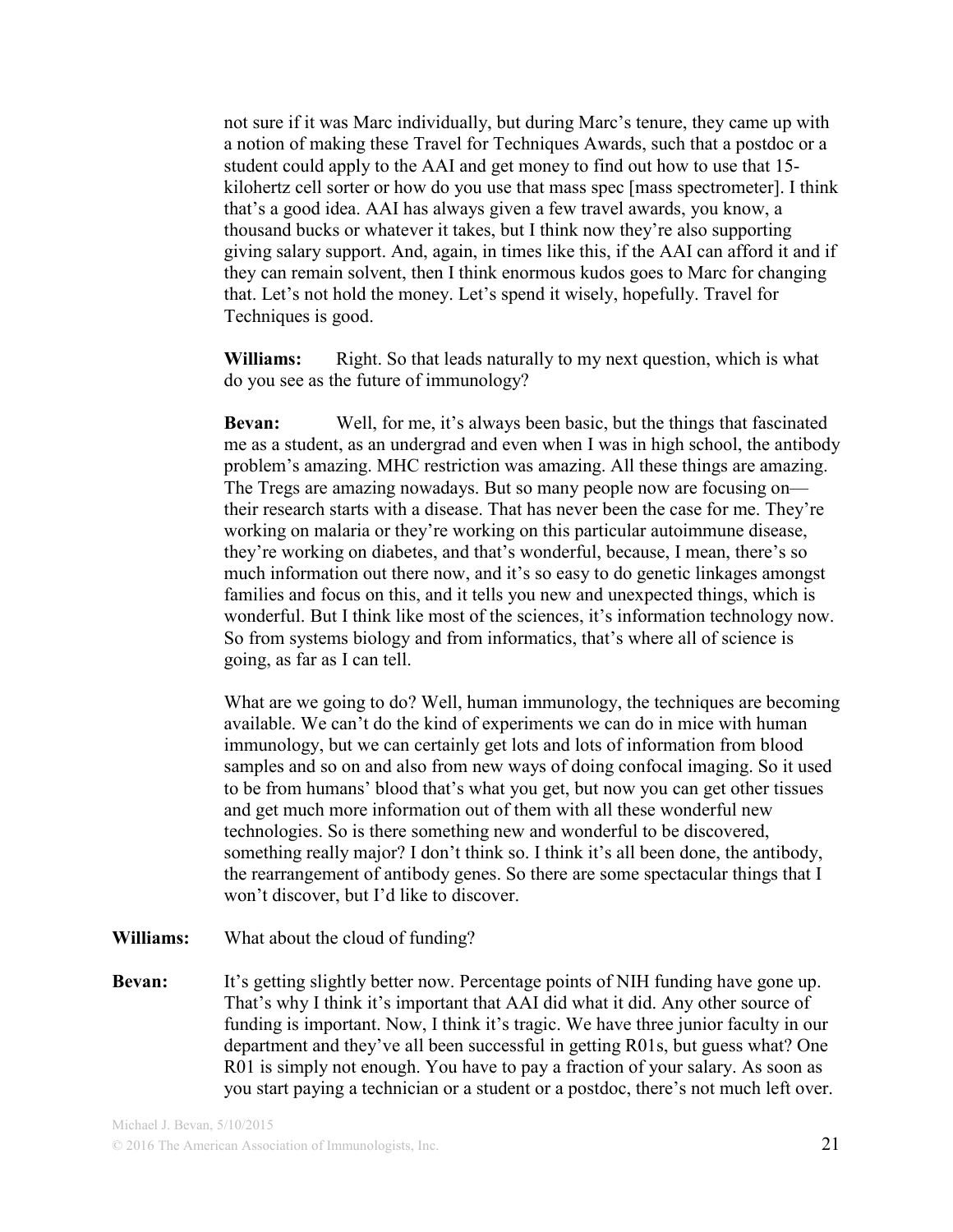not sure if it was Marc individually, but during Marc's tenure, they came up with a notion of making these Travel for Techniques Awards, such that a postdoc or a student could apply to the AAI and get money to find out how to use that 15-kilohertz cell sorter or how do you use that mass spec [mass spectrometer]. I think that's a good idea. AAI has always given a few travel awards, you know, a thousand bucks or whatever it takes, but I think now they're also supporting giving salary support. And, again, in times like this, if the AAI can afford it and if they can remain solvent, then I think enormous kudos goes to Marc for changing that. Let's not hold the money. Let's spend it wisely, hopefully. Travel for Techniques is good.

**Williams:** Right. So that leads naturally to my next question, which is what do you see as the future of immunology?

**Bevan:** Well, for me, it's always been basic, but the things that fascinated me as a student, as an undergrad and even when I was in high school, the antibody problem's amazing. MHC restriction was amazing. All these things are amazing. The Tregs are amazing nowadays. But so many people now are focusing on—their research starts with a disease. That has never been the case for me. They're working on malaria or they're working on this particular autoimmune disease, they're working on diabetes, and that's wonderful, because, I mean, there's so much information out there now, and it's so easy to do genetic linkages amongst families and focus on this, and it tells you new and unexpected things, which is wonderful. But I think like most of the sciences, it's information technology now. So from systems biology and from informatics, that's where all of science is going, as far as I can tell.

What are we going to do? Well, human immunology, the techniques are becoming available. We can't do the kind of experiments we can do in mice with human immunology, but we can certainly get lots and lots of information from blood samples and so on and also from new ways of doing confocal imaging. So it used to be from humans' blood that's what you get, but now you can get other tissues and get much more information out of them with all these wonderful new technologies. So is there something new and wonderful to be discovered, something really major? I don't think so. I think it's all been done, the antibody, the rearrangement of antibody genes. So there are some spectacular things that I won't discover, but I'd like to discover.

**Williams:** What about the cloud of funding?

**Bevan:** It's getting slightly better now. Percentage points of NIH funding have gone up. That's why I think it's important that AAI did what it did. Any other source of funding is important. Now, I think it's tragic. We have three junior faculty in our department and they've all been successful in getting R01s, but guess what? One R01 is simply not enough. You have to pay a fraction of your salary. As soon as you start paying a technician or a student or a postdoc, there's not much left over.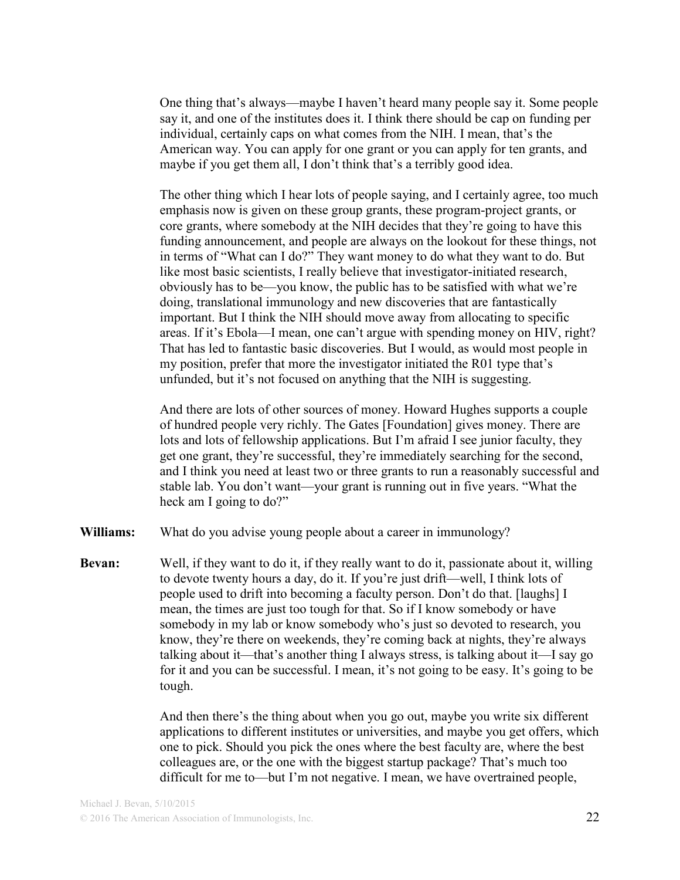One thing that's always—maybe I haven't heard many people say it. Some people say it, and one of the institutes does it. I think there should be cap on funding per individual, certainly caps on what comes from the NIH. I mean, that's the American way. You can apply for one grant or you can apply for ten grants, and maybe if you get them all, I don't think that's a terribly good idea.

The other thing which I hear lots of people saying, and I certainly agree, too much emphasis now is given on these group grants, these program-project grants, or core grants, where somebody at the NIH decides that they're going to have this funding announcement, and people are always on the lookout for these things, not in terms of "What can I do?" They want money to do what they want to do. But like most basic scientists, I really believe that investigator-initiated research, obviously has to be—you know, the public has to be satisfied with what we're doing, translational immunology and new discoveries that are fantastically important. But I think the NIH should move away from allocating to specific areas. If it's Ebola—I mean, one can't argue with spending money on HIV, right? That has led to fantastic basic discoveries. But I would, as would most people in my position, prefer that more the investigator initiated the R01 type that's unfunded, but it's not focused on anything that the NIH is suggesting.

And there are lots of other sources of money. Howard Hughes supports a couple of hundred people very richly. The Gates [Foundation] gives money. There are lots and lots of fellowship applications. But I'm afraid I see junior faculty, they get one grant, they're successful, they're immediately searching for the second, and I think you need at least two or three grants to run a reasonably successful and stable lab. You don't want—your grant is running out in five years. "What the heck am I going to do?"

**Williams:** What do you advise young people about a career in immunology?

**Bevan:** Well, if they want to do it, if they really want to do it, passionate about it, willing to devote twenty hours a day, do it. If you're just drift—well, I think lots of people used to drift into becoming a faculty person. Don't do that. [laughs] I mean, the times are just too tough for that. So if I know somebody or have somebody in my lab or know somebody who's just so devoted to research, you know, they're there on weekends, they're coming back at nights, they're always talking about it—that's another thing I always stress, is talking about it—I say go for it and you can be successful. I mean, it's not going to be easy. It's going to be tough.

And then there's the thing about when you go out, maybe you write six different applications to different institutes or universities, and maybe you get offers, which one to pick. Should you pick the ones where the best faculty are, where the best colleagues are, or the one with the biggest startup package? That's much too difficult for me to—but I'm not negative. I mean, we have overtrained people,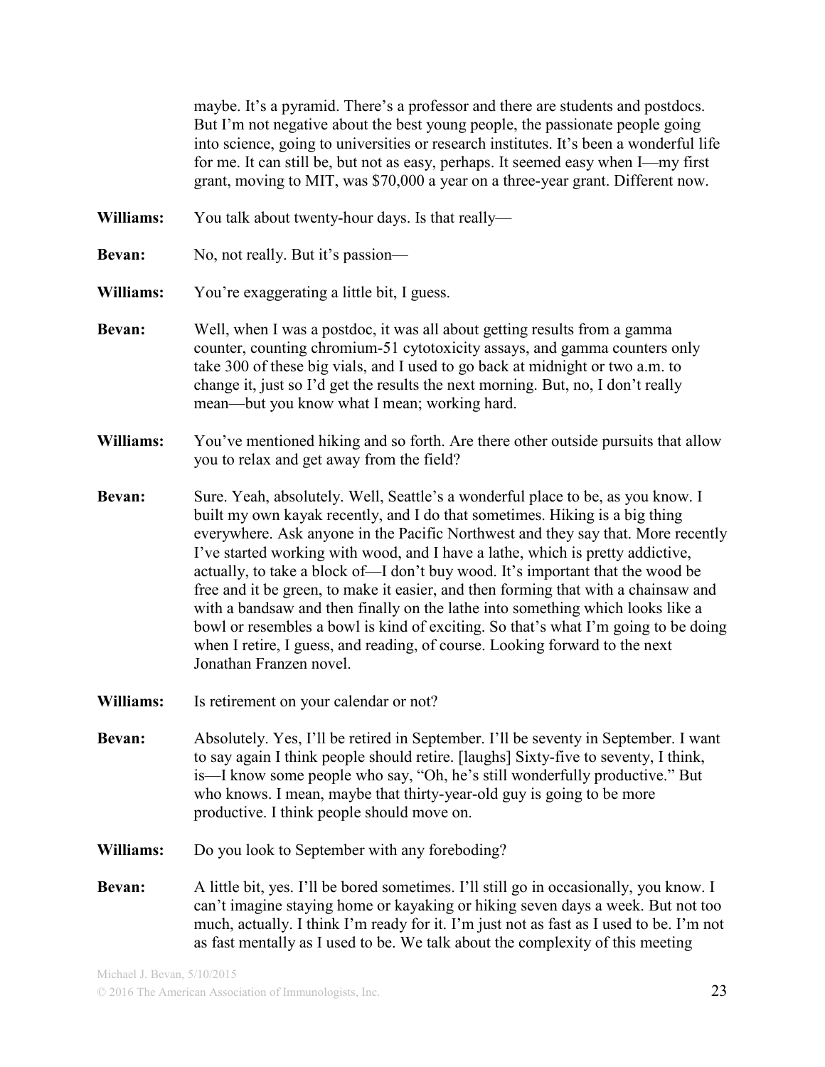maybe. It's a pyramid. There's a professor and there are students and postdocs. But I'm not negative about the best young people, the passionate people going into science, going to universities or research institutes. It's been a wonderful life for me. It can still be, but not as easy, perhaps. It seemed easy when I—my first grant, moving to MIT, was $70,000 a year on a three-year grant. Different now.

**Williams:** You talk about twenty-hour days. Is that really—

**Bevan:** No, not really. But it's passion—

**Williams:** You're exaggerating a little bit, I guess.

**Bevan:** Well, when I was a postdoc, it was all about getting results from a gamma counter, counting chromium-51 cytotoxicity assays, and gamma counters only take 300 of these big vials, and I used to go back at midnight or two a.m. to change it, just so I'd get the results the next morning. But, no, I don't really mean—but you know what I mean; working hard.

**Williams:** You've mentioned hiking and so forth. Are there other outside pursuits that allow you to relax and get away from the field?

**Bevan:** Sure. Yeah, absolutely. Well, Seattle's a wonderful place to be, as you know. I built my own kayak recently, and I do that sometimes. Hiking is a big thing everywhere. Ask anyone in the Pacific Northwest and they say that. More recently I've started working with wood, and I have a lathe, which is pretty addictive, actually, to take a block of—I don't buy wood. It's important that the wood be free and it be green, to make it easier, and then forming that with a chainsaw and with a bandsaw and then finally on the lathe into something which looks like a bowl or resembles a bowl is kind of exciting. So that's what I'm going to be doing when I retire, I guess, and reading, of course. Looking forward to the next Jonathan Franzen novel.

**Williams:** Is retirement on your calendar or not?

**Bevan:** Absolutely. Yes, I'll be retired in September. I'll be seventy in September. I want to say again I think people should retire. [laughs] Sixty-five to seventy, I think, is—I know some people who say, "Oh, he's still wonderfully productive." But who knows. I mean, maybe that thirty-year-old guy is going to be more productive. I think people should move on.

**Williams:** Do you look to September with any foreboding?

**Bevan:** A little bit, yes. I'll be bored sometimes. I'll still go in occasionally, you know. I can't imagine staying home or kayaking or hiking seven days a week. But not too much, actually. I think I'm ready for it. I'm just not as fast as I used to be. I'm not as fast mentally as I used to be. We talk about the complexity of this meeting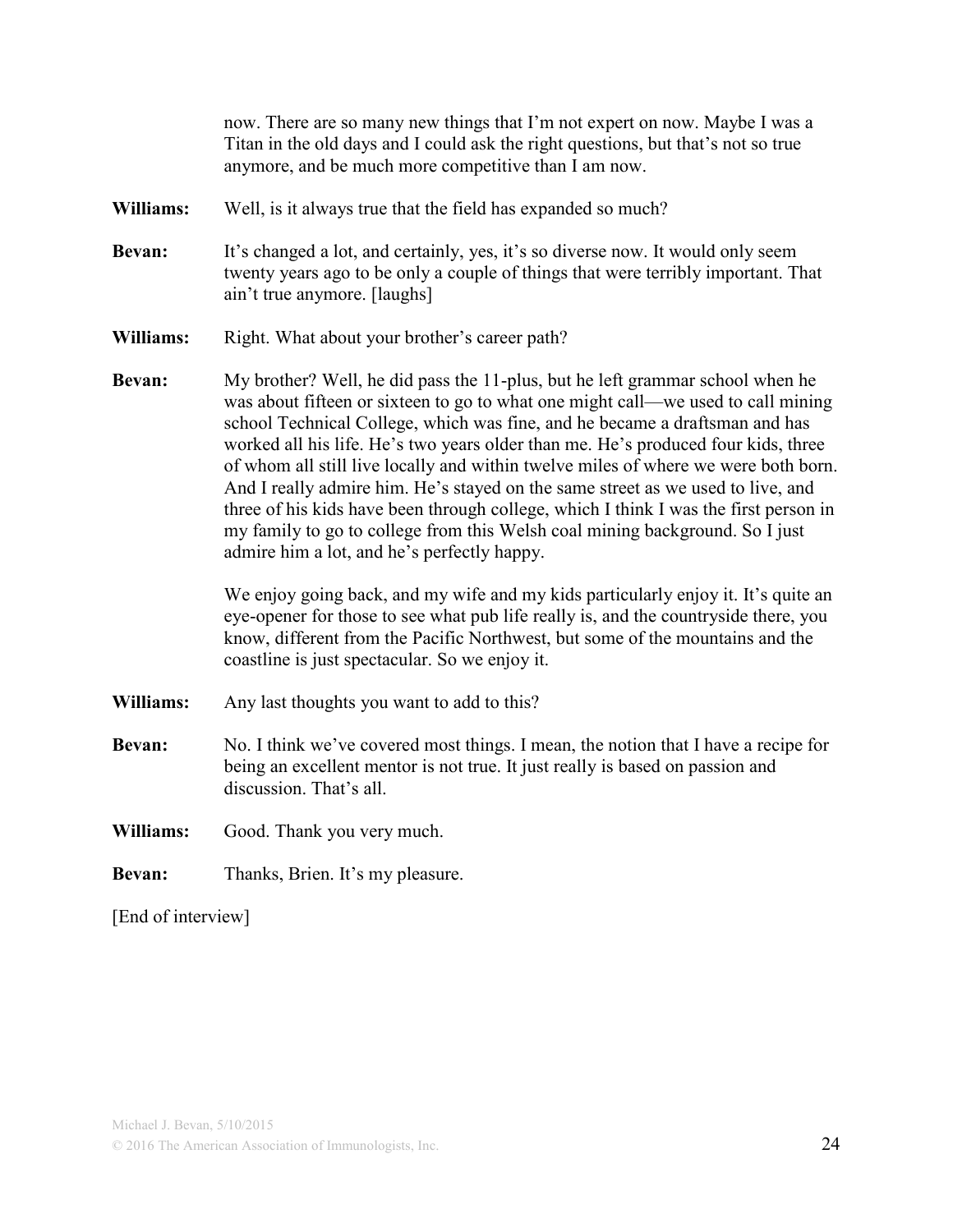now. There are so many new things that I'm not expert on now. Maybe I was a Titan in the old days and I could ask the right questions, but that's not so true anymore, and be much more competitive than I am now.

**Williams:** Well, is it always true that the field has expanded so much?

**Bevan:** It's changed a lot, and certainly, yes, it's so diverse now. It would only seem twenty years ago to be only a couple of things that were terribly important. That ain't true anymore. [laughs]

**Williams:** Right. What about your brother's career path?

**Bevan:** My brother? Well, he did pass the 11-plus, but he left grammar school when he was about fifteen or sixteen to go to what one might call—we used to call mining school Technical College, which was fine, and he became a draftsman and has worked all his life. He's two years older than me. He's produced four kids, three of whom all still live locally and within twelve miles of where we were both born. And I really admire him. He's stayed on the same street as we used to live, and three of his kids have been through college, which I think I was the first person in my family to go to college from this Welsh coal mining background. So I just admire him a lot, and he's perfectly happy.

We enjoy going back, and my wife and my kids particularly enjoy it. It's quite an eye-opener for those to see what pub life really is, and the countryside there, you know, different from the Pacific Northwest, but some of the mountains and the coastline is just spectacular. So we enjoy it.

**Williams:** Any last thoughts you want to add to this?

**Bevan:** No. I think we've covered most things. I mean, the notion that I have a recipe for being an excellent mentor is not true. It just really is based on passion and discussion. That's all.

**Williams:** Good. Thank you very much.

**Bevan:** Thanks, Brien. It's my pleasure.

[End of interview]